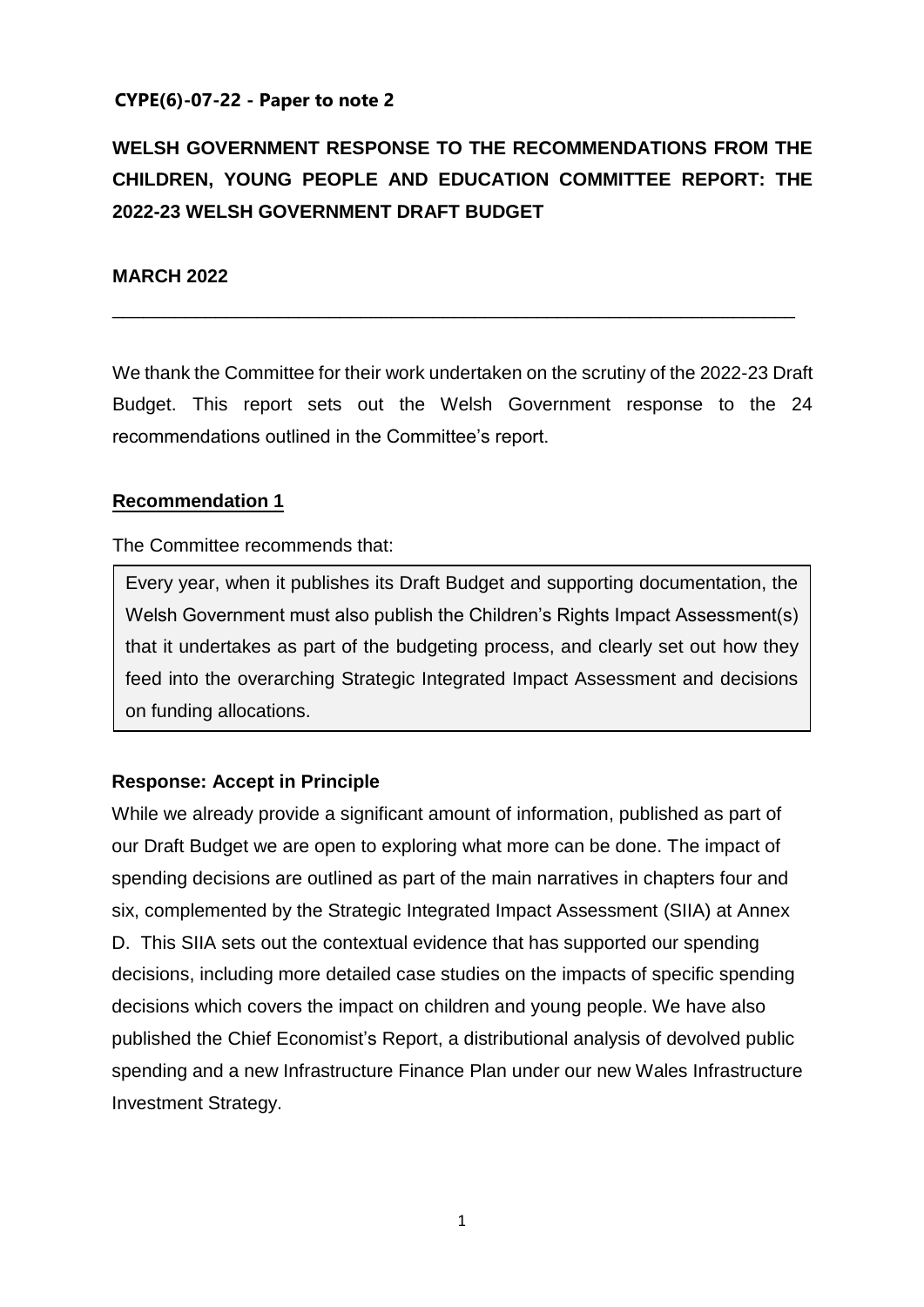**CYPE(6)-07-22 - Paper to note 2**

# WELSH GOVERNMENT RESPONSE TO THE RECOMMENDATIONS FROM THE CHILDREN, YOUNG PEOPLE AND EDUCATION COMMITTEE REPORT: THE 2022-23 WELSH GOVERNMENT DRAFT BUDGET

**MARCH 2022**

---

We thank the Committee for their work undertaken on the scrutiny of the 2022-23 Draft Budget. This report sets out the Welsh Government response to the 24 recommendations outlined in the Committee's report.

## Recommendation 1

The Committee recommends that:

> Every year, when it publishes its Draft Budget and supporting documentation, the Welsh Government must also publish the Children's Rights Impact Assessment(s) that it undertakes as part of the budgeting process, and clearly set out how they feed into the overarching Strategic Integrated Impact Assessment and decisions on funding allocations.

### Response: Accept in Principle

While we already provide a significant amount of information, published as part of our Draft Budget we are open to exploring what more can be done. The impact of spending decisions are outlined as part of the main narratives in chapters four and six, complemented by the Strategic Integrated Impact Assessment (SIIA) at Annex D. This SIIA sets out the contextual evidence that has supported our spending decisions, including more detailed case studies on the impacts of specific spending decisions which covers the impact on children and young people. We have also published the Chief Economist's Report, a distributional analysis of devolved public spending and a new Infrastructure Finance Plan under our new Wales Infrastructure Investment Strategy.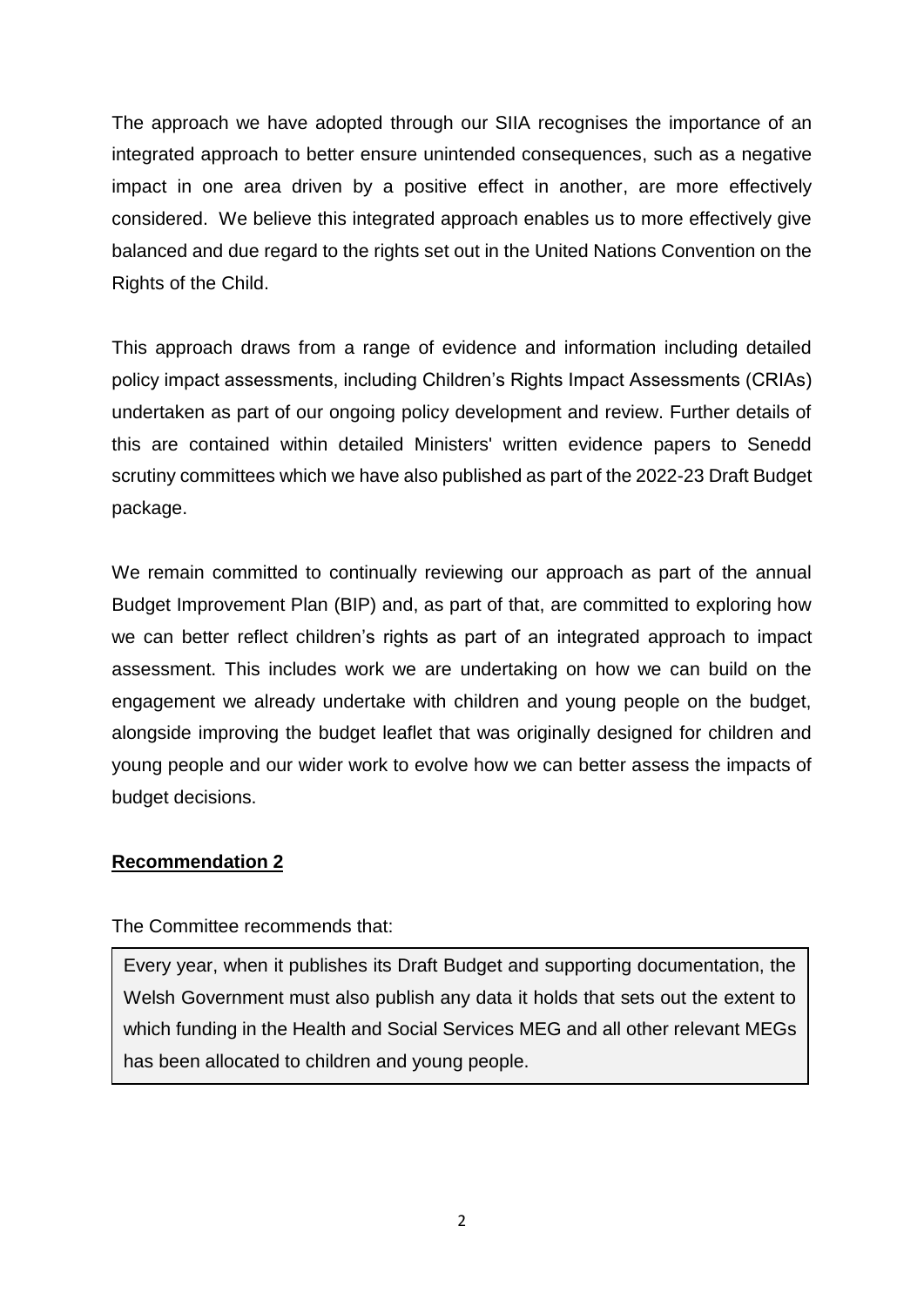The approach we have adopted through our SIIA recognises the importance of an integrated approach to better ensure unintended consequences, such as a negative impact in one area driven by a positive effect in another, are more effectively considered. We believe this integrated approach enables us to more effectively give balanced and due regard to the rights set out in the United Nations Convention on the Rights of the Child.

This approach draws from a range of evidence and information including detailed policy impact assessments, including Children's Rights Impact Assessments (CRIAs) undertaken as part of our ongoing policy development and review. Further details of this are contained within detailed Ministers' written evidence papers to Senedd scrutiny committees which we have also published as part of the 2022-23 Draft Budget package.

We remain committed to continually reviewing our approach as part of the annual Budget Improvement Plan (BIP) and, as part of that, are committed to exploring how we can better reflect children's rights as part of an integrated approach to impact assessment. This includes work we are undertaking on how we can build on the engagement we already undertake with children and young people on the budget, alongside improving the budget leaflet that was originally designed for children and young people and our wider work to evolve how we can better assess the impacts of budget decisions.

**Recommendation 2**

The Committee recommends that:

> Every year, when it publishes its Draft Budget and supporting documentation, the Welsh Government must also publish any data it holds that sets out the extent to which funding in the Health and Social Services MEG and all other relevant MEGs has been allocated to children and young people.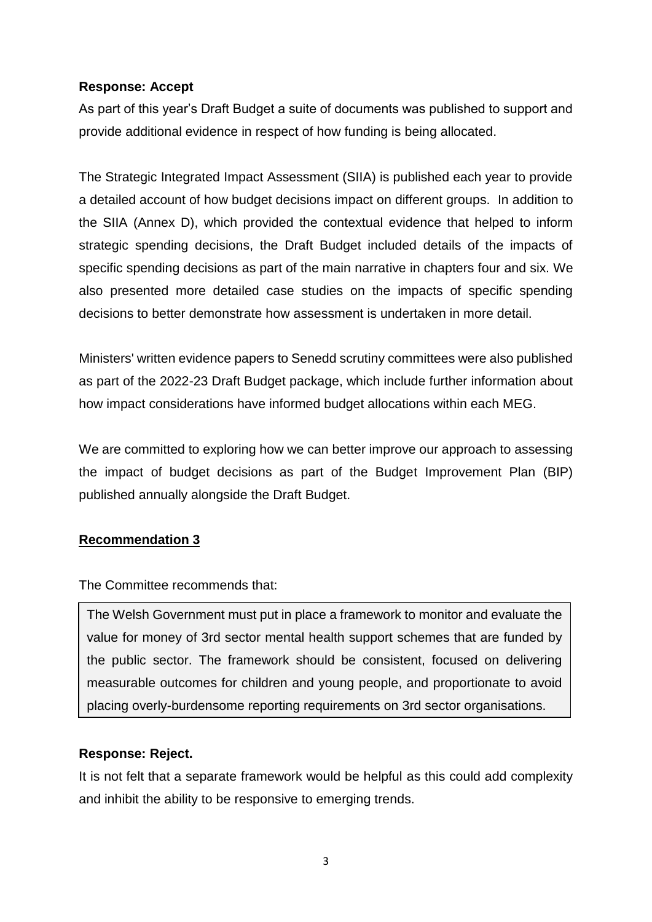**Response: Accept**

As part of this year's Draft Budget a suite of documents was published to support and provide additional evidence in respect of how funding is being allocated.

The Strategic Integrated Impact Assessment (SIIA) is published each year to provide a detailed account of how budget decisions impact on different groups. In addition to the SIIA (Annex D), which provided the contextual evidence that helped to inform strategic spending decisions, the Draft Budget included details of the impacts of specific spending decisions as part of the main narrative in chapters four and six. We also presented more detailed case studies on the impacts of specific spending decisions to better demonstrate how assessment is undertaken in more detail.

Ministers' written evidence papers to Senedd scrutiny committees were also published as part of the 2022-23 Draft Budget package, which include further information about how impact considerations have informed budget allocations within each MEG.

We are committed to exploring how we can better improve our approach to assessing the impact of budget decisions as part of the Budget Improvement Plan (BIP) published annually alongside the Draft Budget.

**Recommendation 3**

The Committee recommends that:

> The Welsh Government must put in place a framework to monitor and evaluate the value for money of 3rd sector mental health support schemes that are funded by the public sector. The framework should be consistent, focused on delivering measurable outcomes for children and young people, and proportionate to avoid placing overly-burdensome reporting requirements on 3rd sector organisations.

**Response: Reject.**

It is not felt that a separate framework would be helpful as this could add complexity and inhibit the ability to be responsive to emerging trends.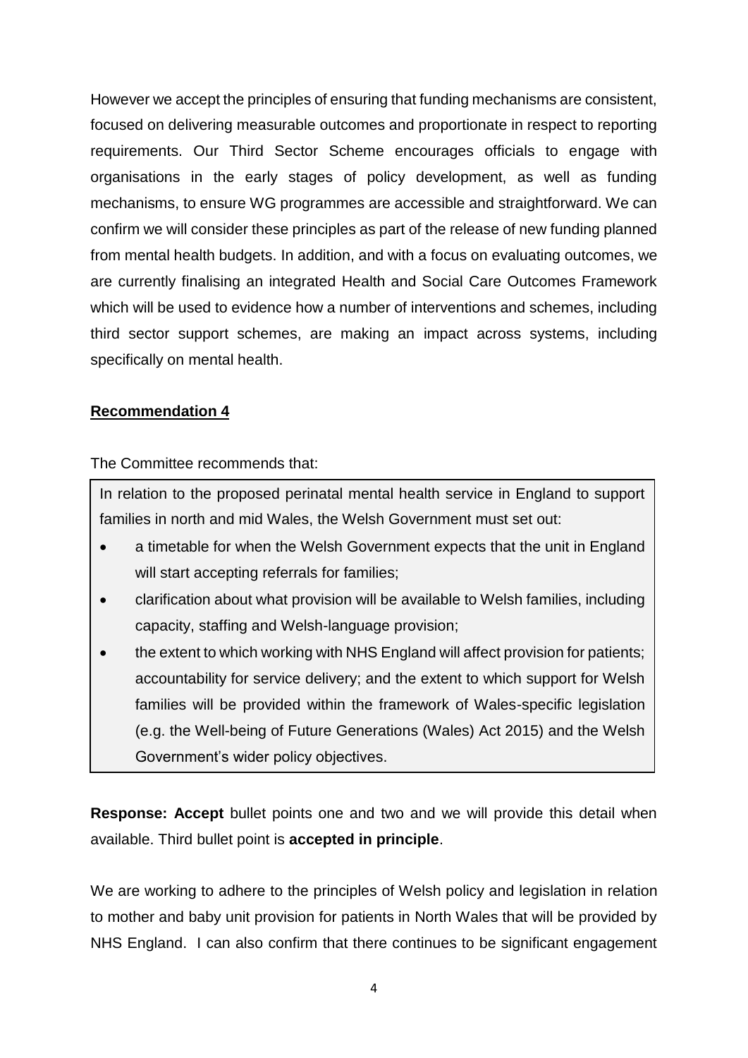However we accept the principles of ensuring that funding mechanisms are consistent, focused on delivering measurable outcomes and proportionate in respect to reporting requirements. Our Third Sector Scheme encourages officials to engage with organisations in the early stages of policy development, as well as funding mechanisms, to ensure WG programmes are accessible and straightforward. We can confirm we will consider these principles as part of the release of new funding planned from mental health budgets. In addition, and with a focus on evaluating outcomes, we are currently finalising an integrated Health and Social Care Outcomes Framework which will be used to evidence how a number of interventions and schemes, including third sector support schemes, are making an impact across systems, including specifically on mental health.

**Recommendation 4**

The Committee recommends that:

> In relation to the proposed perinatal mental health service in England to support families in north and mid Wales, the Welsh Government must set out:
>
> - a timetable for when the Welsh Government expects that the unit in England will start accepting referrals for families;
> - clarification about what provision will be available to Welsh families, including capacity, staffing and Welsh-language provision;
> - the extent to which working with NHS England will affect provision for patients; accountability for service delivery; and the extent to which support for Welsh families will be provided within the framework of Wales-specific legislation (e.g. the Well-being of Future Generations (Wales) Act 2015) and the Welsh Government's wider policy objectives.

**Response: Accept** bullet points one and two and we will provide this detail when available. Third bullet point is **accepted in principle**.

We are working to adhere to the principles of Welsh policy and legislation in relation to mother and baby unit provision for patients in North Wales that will be provided by NHS England. I can also confirm that there continues to be significant engagement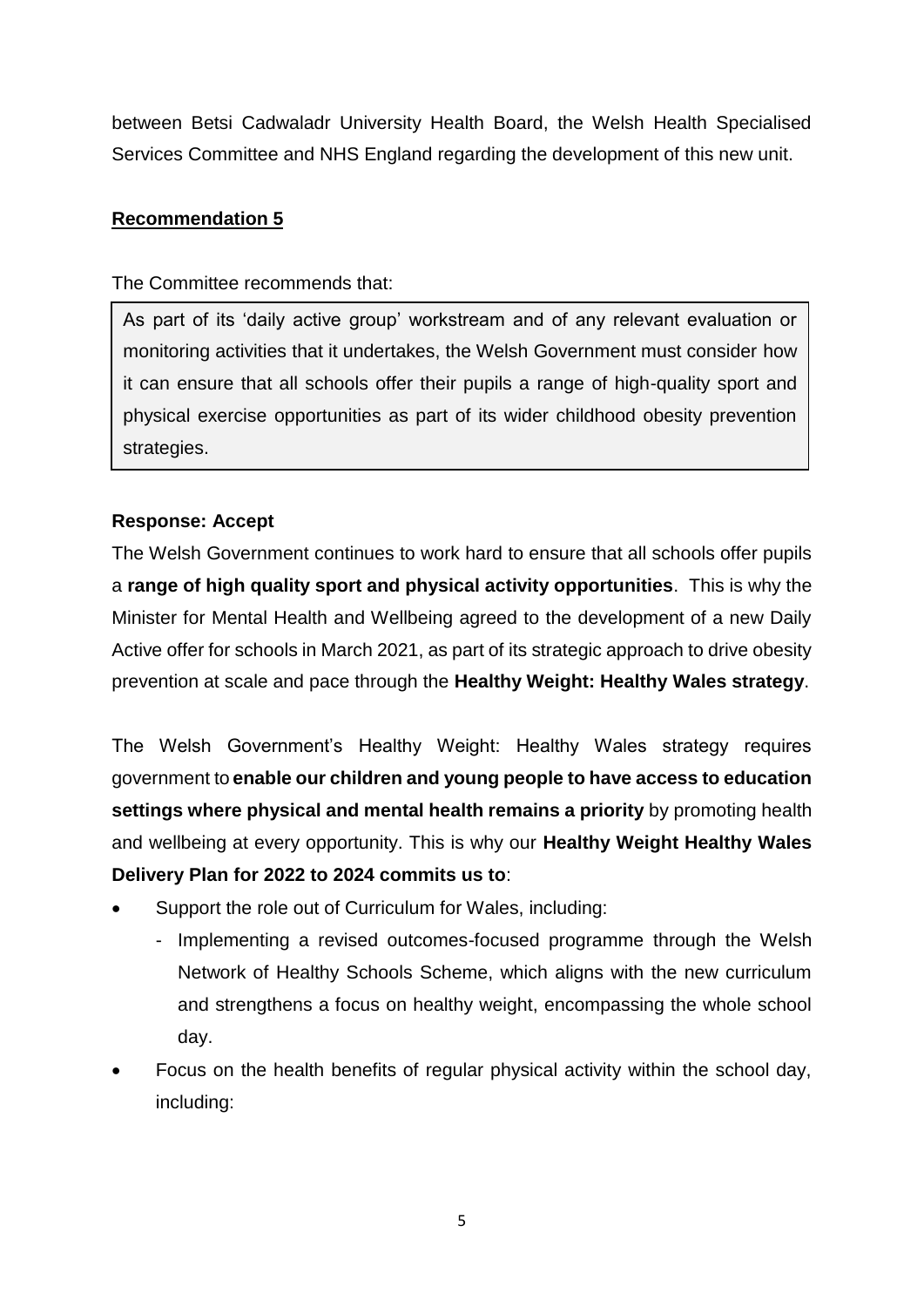between Betsi Cadwaladr University Health Board, the Welsh Health Specialised Services Committee and NHS England regarding the development of this new unit.

**Recommendation 5**

The Committee recommends that:

> As part of its 'daily active group' workstream and of any relevant evaluation or monitoring activities that it undertakes, the Welsh Government must consider how it can ensure that all schools offer their pupils a range of high-quality sport and physical exercise opportunities as part of its wider childhood obesity prevention strategies.

**Response: Accept**

The Welsh Government continues to work hard to ensure that all schools offer pupils a **range of high quality sport and physical activity opportunities**. This is why the Minister for Mental Health and Wellbeing agreed to the development of a new Daily Active offer for schools in March 2021, as part of its strategic approach to drive obesity prevention at scale and pace through the **Healthy Weight: Healthy Wales strategy**.

The Welsh Government's Healthy Weight: Healthy Wales strategy requires government to **enable our children and young people to have access to education settings where physical and mental health remains a priority** by promoting health and wellbeing at every opportunity. This is why our **Healthy Weight Healthy Wales Delivery Plan for 2022 to 2024 commits us to**:

- Support the role out of Curriculum for Wales, including:
  - Implementing a revised outcomes-focused programme through the Welsh Network of Healthy Schools Scheme, which aligns with the new curriculum and strengthens a focus on healthy weight, encompassing the whole school day.
- Focus on the health benefits of regular physical activity within the school day, including: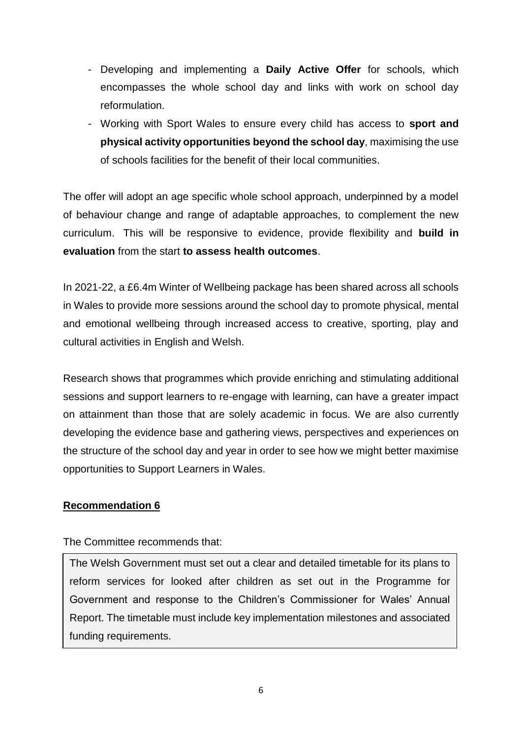- Developing and implementing a **Daily Active Offer** for schools, which encompasses the whole school day and links with work on school day reformulation.
- Working with Sport Wales to ensure every child has access to **sport and physical activity opportunities beyond the school day**, maximising the use of schools facilities for the benefit of their local communities.

The offer will adopt an age specific whole school approach, underpinned by a model of behaviour change and range of adaptable approaches, to complement the new curriculum. This will be responsive to evidence, provide flexibility and **build in evaluation** from the start **to assess health outcomes**.

In 2021-22, a £6.4m Winter of Wellbeing package has been shared across all schools in Wales to provide more sessions around the school day to promote physical, mental and emotional wellbeing through increased access to creative, sporting, play and cultural activities in English and Welsh.

Research shows that programmes which provide enriching and stimulating additional sessions and support learners to re-engage with learning, can have a greater impact on attainment than those that are solely academic in focus. We are also currently developing the evidence base and gathering views, perspectives and experiences on the structure of the school day and year in order to see how we might better maximise opportunities to Support Learners in Wales.

**Recommendation 6**

The Committee recommends that:

> The Welsh Government must set out a clear and detailed timetable for its plans to reform services for looked after children as set out in the Programme for Government and response to the Children's Commissioner for Wales' Annual Report. The timetable must include key implementation milestones and associated funding requirements.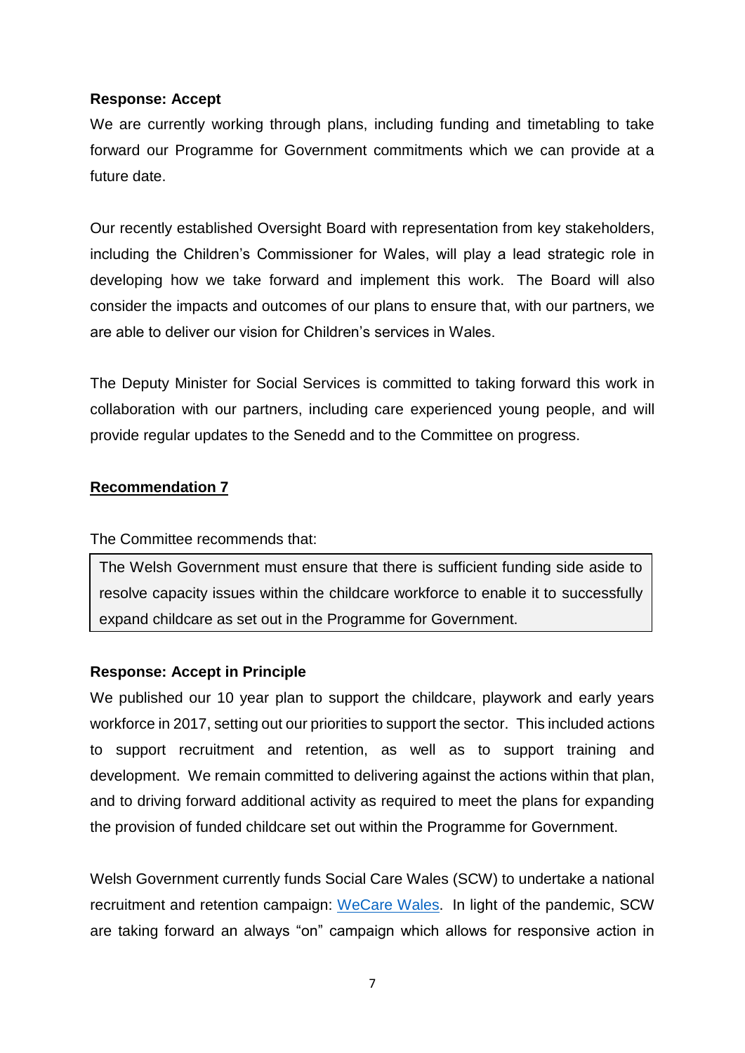**Response: Accept**

We are currently working through plans, including funding and timetabling to take forward our Programme for Government commitments which we can provide at a future date.

Our recently established Oversight Board with representation from key stakeholders, including the Children's Commissioner for Wales, will play a lead strategic role in developing how we take forward and implement this work. The Board will also consider the impacts and outcomes of our plans to ensure that, with our partners, we are able to deliver our vision for Children's services in Wales.

The Deputy Minister for Social Services is committed to taking forward this work in collaboration with our partners, including care experienced young people, and will provide regular updates to the Senedd and to the Committee on progress.

## Recommendation 7

The Committee recommends that:

> The Welsh Government must ensure that there is sufficient funding side aside to resolve capacity issues within the childcare workforce to enable it to successfully expand childcare as set out in the Programme for Government.

**Response: Accept in Principle**

We published our 10 year plan to support the childcare, playwork and early years workforce in 2017, setting out our priorities to support the sector. This included actions to support recruitment and retention, as well as to support training and development. We remain committed to delivering against the actions within that plan, and to driving forward additional activity as required to meet the plans for expanding the provision of funded childcare set out within the Programme for Government.

Welsh Government currently funds Social Care Wales (SCW) to undertake a national recruitment and retention campaign: WeCare Wales. In light of the pandemic, SCW are taking forward an always "on" campaign which allows for responsive action in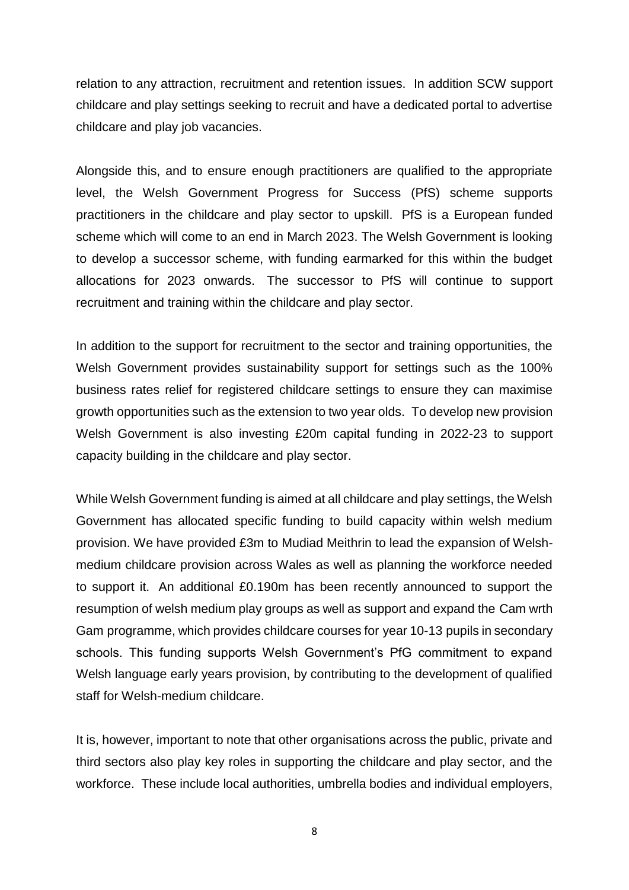relation to any attraction, recruitment and retention issues. In addition SCW support childcare and play settings seeking to recruit and have a dedicated portal to advertise childcare and play job vacancies.

Alongside this, and to ensure enough practitioners are qualified to the appropriate level, the Welsh Government Progress for Success (PfS) scheme supports practitioners in the childcare and play sector to upskill. PfS is a European funded scheme which will come to an end in March 2023. The Welsh Government is looking to develop a successor scheme, with funding earmarked for this within the budget allocations for 2023 onwards. The successor to PfS will continue to support recruitment and training within the childcare and play sector.

In addition to the support for recruitment to the sector and training opportunities, the Welsh Government provides sustainability support for settings such as the 100% business rates relief for registered childcare settings to ensure they can maximise growth opportunities such as the extension to two year olds. To develop new provision Welsh Government is also investing £20m capital funding in 2022-23 to support capacity building in the childcare and play sector.

While Welsh Government funding is aimed at all childcare and play settings, the Welsh Government has allocated specific funding to build capacity within welsh medium provision. We have provided £3m to Mudiad Meithrin to lead the expansion of Welsh-medium childcare provision across Wales as well as planning the workforce needed to support it. An additional £0.190m has been recently announced to support the resumption of welsh medium play groups as well as support and expand the Cam wrth Gam programme, which provides childcare courses for year 10-13 pupils in secondary schools. This funding supports Welsh Government's PfG commitment to expand Welsh language early years provision, by contributing to the development of qualified staff for Welsh-medium childcare.

It is, however, important to note that other organisations across the public, private and third sectors also play key roles in supporting the childcare and play sector, and the workforce. These include local authorities, umbrella bodies and individual employers,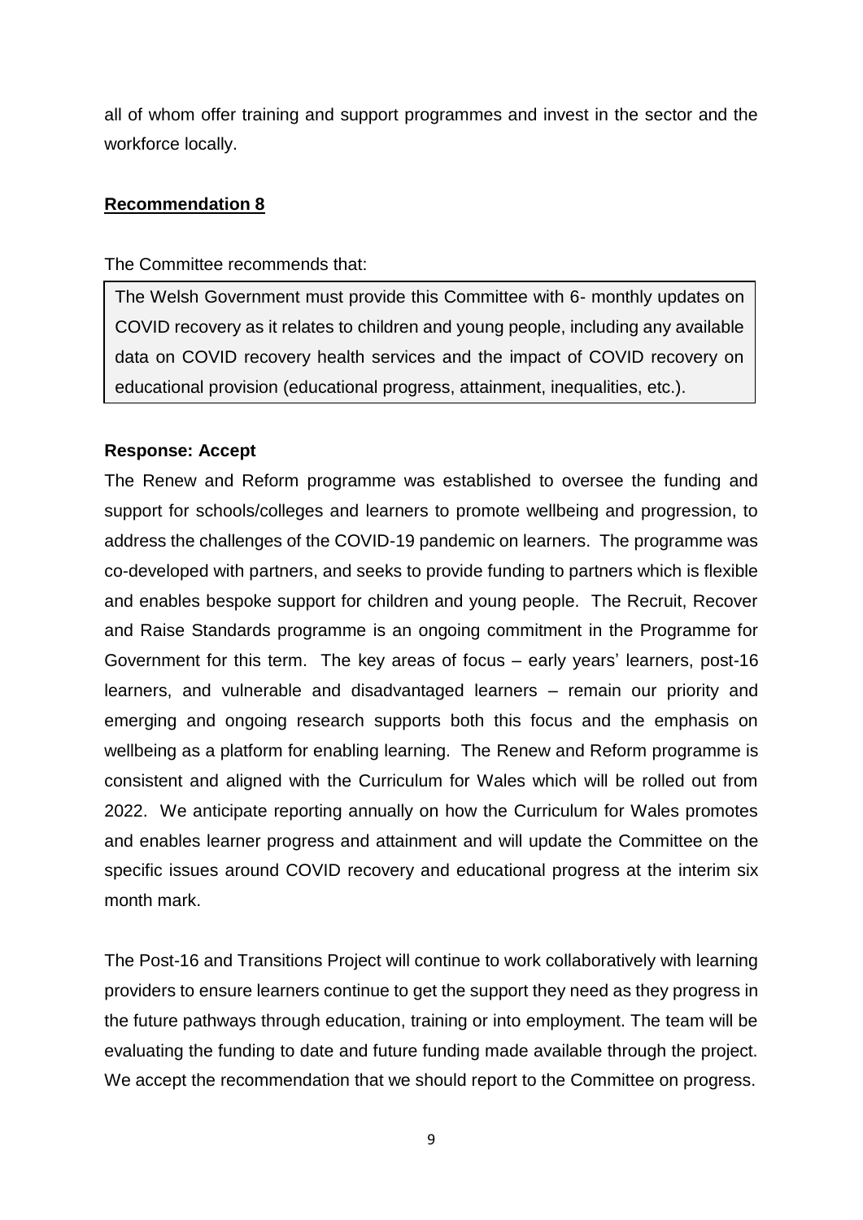all of whom offer training and support programmes and invest in the sector and the workforce locally.

**Recommendation 8**

The Committee recommends that:

> The Welsh Government must provide this Committee with 6- monthly updates on COVID recovery as it relates to children and young people, including any available data on COVID recovery health services and the impact of COVID recovery on educational provision (educational progress, attainment, inequalities, etc.).

**Response: Accept**

The Renew and Reform programme was established to oversee the funding and support for schools/colleges and learners to promote wellbeing and progression, to address the challenges of the COVID-19 pandemic on learners. The programme was co-developed with partners, and seeks to provide funding to partners which is flexible and enables bespoke support for children and young people. The Recruit, Recover and Raise Standards programme is an ongoing commitment in the Programme for Government for this term. The key areas of focus – early years' learners, post-16 learners, and vulnerable and disadvantaged learners – remain our priority and emerging and ongoing research supports both this focus and the emphasis on wellbeing as a platform for enabling learning. The Renew and Reform programme is consistent and aligned with the Curriculum for Wales which will be rolled out from 2022. We anticipate reporting annually on how the Curriculum for Wales promotes and enables learner progress and attainment and will update the Committee on the specific issues around COVID recovery and educational progress at the interim six month mark.

The Post-16 and Transitions Project will continue to work collaboratively with learning providers to ensure learners continue to get the support they need as they progress in the future pathways through education, training or into employment. The team will be evaluating the funding to date and future funding made available through the project. We accept the recommendation that we should report to the Committee on progress.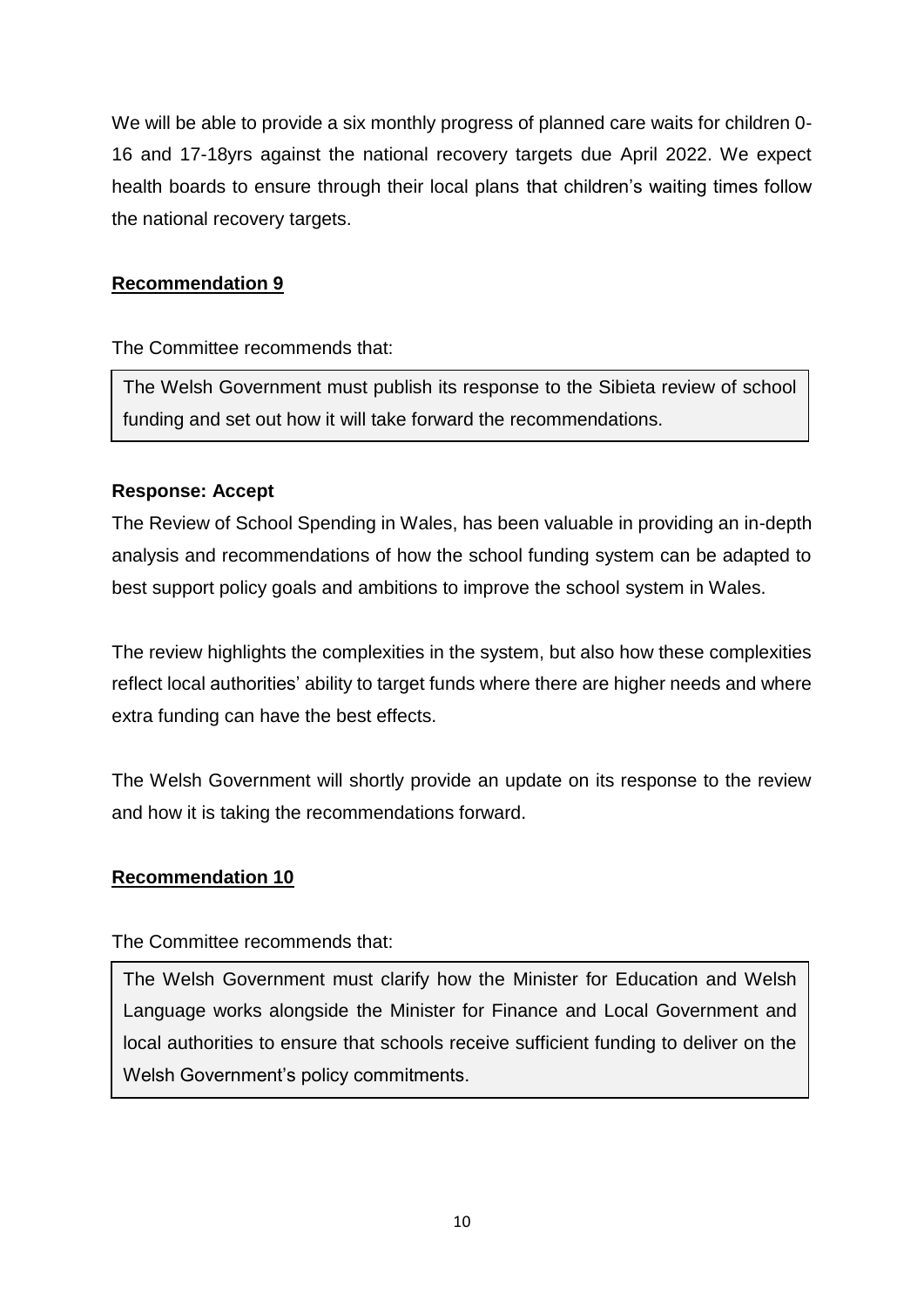We will be able to provide a six monthly progress of planned care waits for children 0-16 and 17-18yrs against the national recovery targets due April 2022. We expect health boards to ensure through their local plans that children's waiting times follow the national recovery targets.

**Recommendation 9**

The Committee recommends that:

> The Welsh Government must publish its response to the Sibieta review of school funding and set out how it will take forward the recommendations.

**Response: Accept**

The Review of School Spending in Wales, has been valuable in providing an in-depth analysis and recommendations of how the school funding system can be adapted to best support policy goals and ambitions to improve the school system in Wales.

The review highlights the complexities in the system, but also how these complexities reflect local authorities' ability to target funds where there are higher needs and where extra funding can have the best effects.

The Welsh Government will shortly provide an update on its response to the review and how it is taking the recommendations forward.

**Recommendation 10**

The Committee recommends that:

> The Welsh Government must clarify how the Minister for Education and Welsh Language works alongside the Minister for Finance and Local Government and local authorities to ensure that schools receive sufficient funding to deliver on the Welsh Government's policy commitments.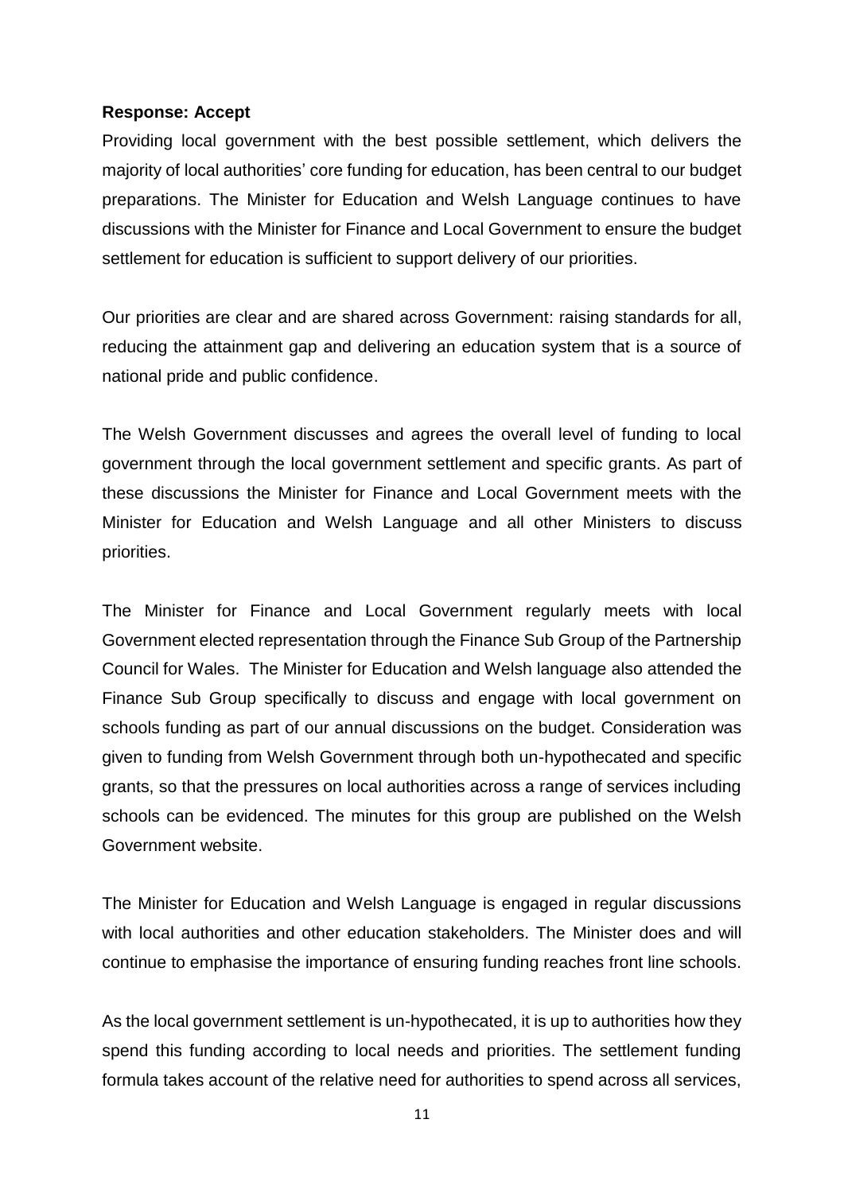**Response: Accept**

Providing local government with the best possible settlement, which delivers the majority of local authorities' core funding for education, has been central to our budget preparations. The Minister for Education and Welsh Language continues to have discussions with the Minister for Finance and Local Government to ensure the budget settlement for education is sufficient to support delivery of our priorities.

Our priorities are clear and are shared across Government: raising standards for all, reducing the attainment gap and delivering an education system that is a source of national pride and public confidence.

The Welsh Government discusses and agrees the overall level of funding to local government through the local government settlement and specific grants. As part of these discussions the Minister for Finance and Local Government meets with the Minister for Education and Welsh Language and all other Ministers to discuss priorities.

The Minister for Finance and Local Government regularly meets with local Government elected representation through the Finance Sub Group of the Partnership Council for Wales. The Minister for Education and Welsh language also attended the Finance Sub Group specifically to discuss and engage with local government on schools funding as part of our annual discussions on the budget. Consideration was given to funding from Welsh Government through both un-hypothecated and specific grants, so that the pressures on local authorities across a range of services including schools can be evidenced. The minutes for this group are published on the Welsh Government website.

The Minister for Education and Welsh Language is engaged in regular discussions with local authorities and other education stakeholders. The Minister does and will continue to emphasise the importance of ensuring funding reaches front line schools.

As the local government settlement is un-hypothecated, it is up to authorities how they spend this funding according to local needs and priorities. The settlement funding formula takes account of the relative need for authorities to spend across all services,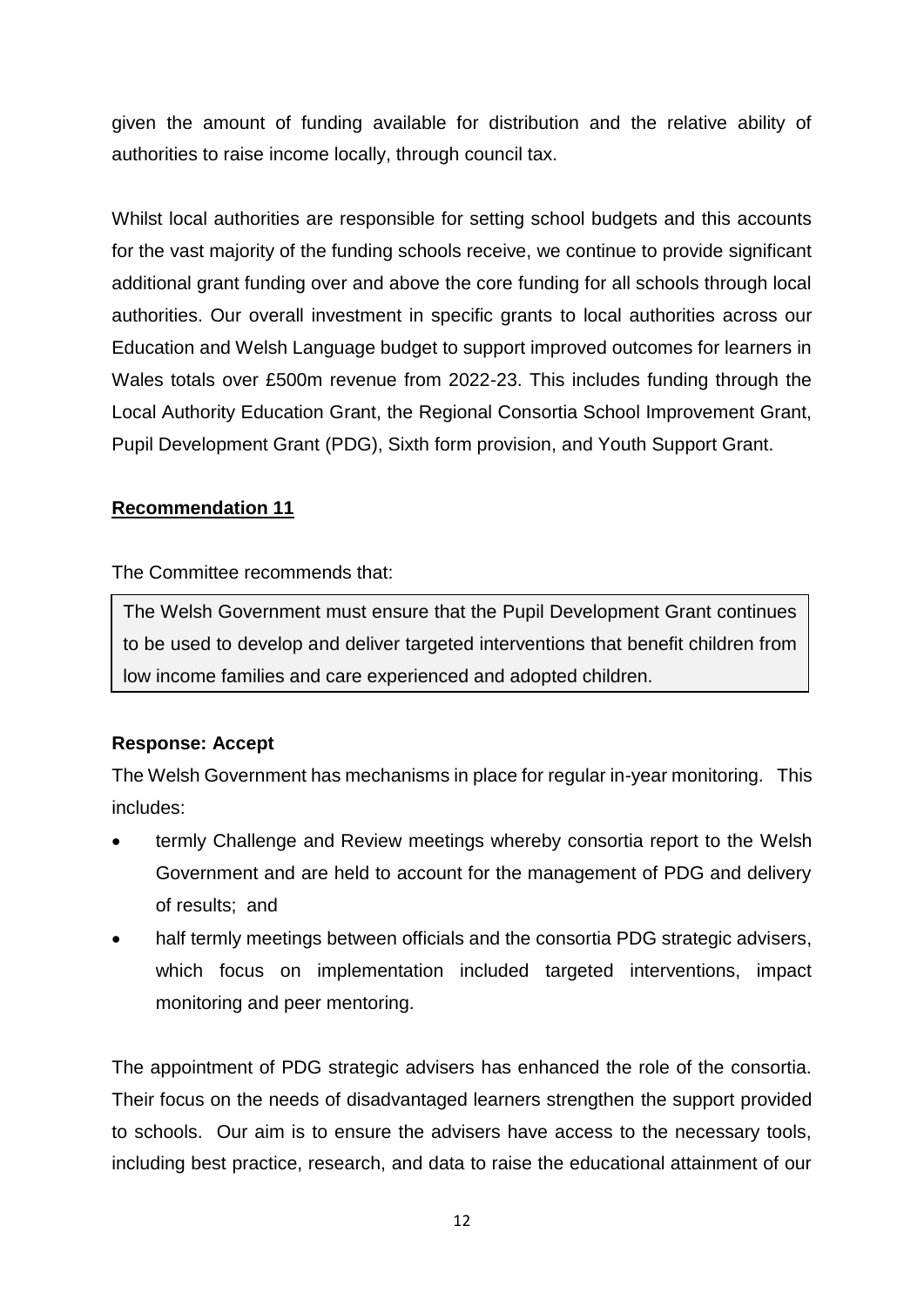given the amount of funding available for distribution and the relative ability of authorities to raise income locally, through council tax.

Whilst local authorities are responsible for setting school budgets and this accounts for the vast majority of the funding schools receive, we continue to provide significant additional grant funding over and above the core funding for all schools through local authorities. Our overall investment in specific grants to local authorities across our Education and Welsh Language budget to support improved outcomes for learners in Wales totals over £500m revenue from 2022-23. This includes funding through the Local Authority Education Grant, the Regional Consortia School Improvement Grant, Pupil Development Grant (PDG), Sixth form provision, and Youth Support Grant.

**Recommendation 11**

The Committee recommends that:

> The Welsh Government must ensure that the Pupil Development Grant continues to be used to develop and deliver targeted interventions that benefit children from low income families and care experienced and adopted children.

**Response: Accept**

The Welsh Government has mechanisms in place for regular in-year monitoring. This includes:

- termly Challenge and Review meetings whereby consortia report to the Welsh Government and are held to account for the management of PDG and delivery of results; and
- half termly meetings between officials and the consortia PDG strategic advisers, which focus on implementation included targeted interventions, impact monitoring and peer mentoring.

The appointment of PDG strategic advisers has enhanced the role of the consortia. Their focus on the needs of disadvantaged learners strengthen the support provided to schools. Our aim is to ensure the advisers have access to the necessary tools, including best practice, research, and data to raise the educational attainment of our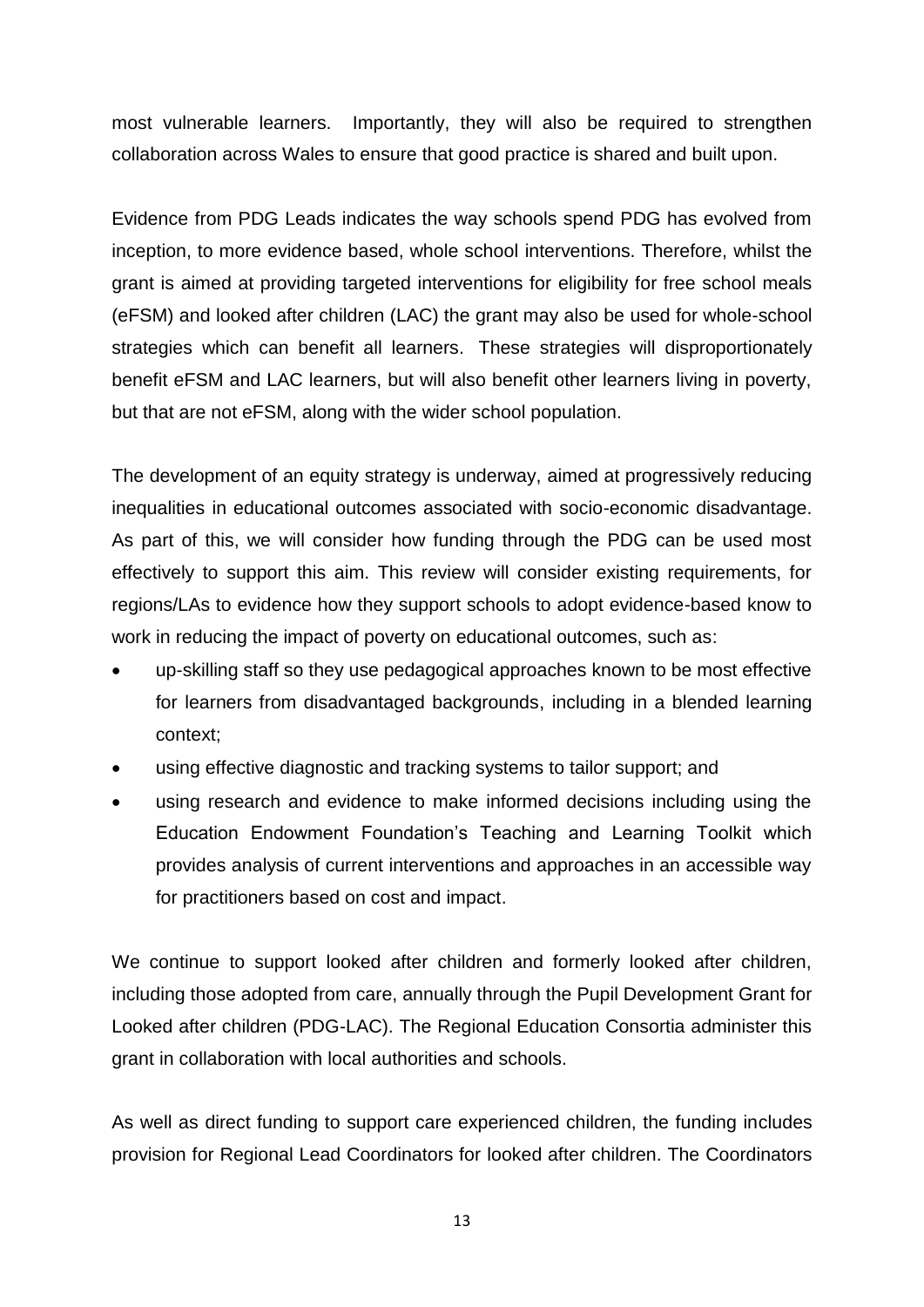most vulnerable learners. Importantly, they will also be required to strengthen collaboration across Wales to ensure that good practice is shared and built upon.

Evidence from PDG Leads indicates the way schools spend PDG has evolved from inception, to more evidence based, whole school interventions. Therefore, whilst the grant is aimed at providing targeted interventions for eligibility for free school meals (eFSM) and looked after children (LAC) the grant may also be used for whole-school strategies which can benefit all learners. These strategies will disproportionately benefit eFSM and LAC learners, but will also benefit other learners living in poverty, but that are not eFSM, along with the wider school population.

The development of an equity strategy is underway, aimed at progressively reducing inequalities in educational outcomes associated with socio-economic disadvantage. As part of this, we will consider how funding through the PDG can be used most effectively to support this aim. This review will consider existing requirements, for regions/LAs to evidence how they support schools to adopt evidence-based know to work in reducing the impact of poverty on educational outcomes, such as:

- up-skilling staff so they use pedagogical approaches known to be most effective for learners from disadvantaged backgrounds, including in a blended learning context;
- using effective diagnostic and tracking systems to tailor support; and
- using research and evidence to make informed decisions including using the Education Endowment Foundation's Teaching and Learning Toolkit which provides analysis of current interventions and approaches in an accessible way for practitioners based on cost and impact.

We continue to support looked after children and formerly looked after children, including those adopted from care, annually through the Pupil Development Grant for Looked after children (PDG-LAC). The Regional Education Consortia administer this grant in collaboration with local authorities and schools.

As well as direct funding to support care experienced children, the funding includes provision for Regional Lead Coordinators for looked after children. The Coordinators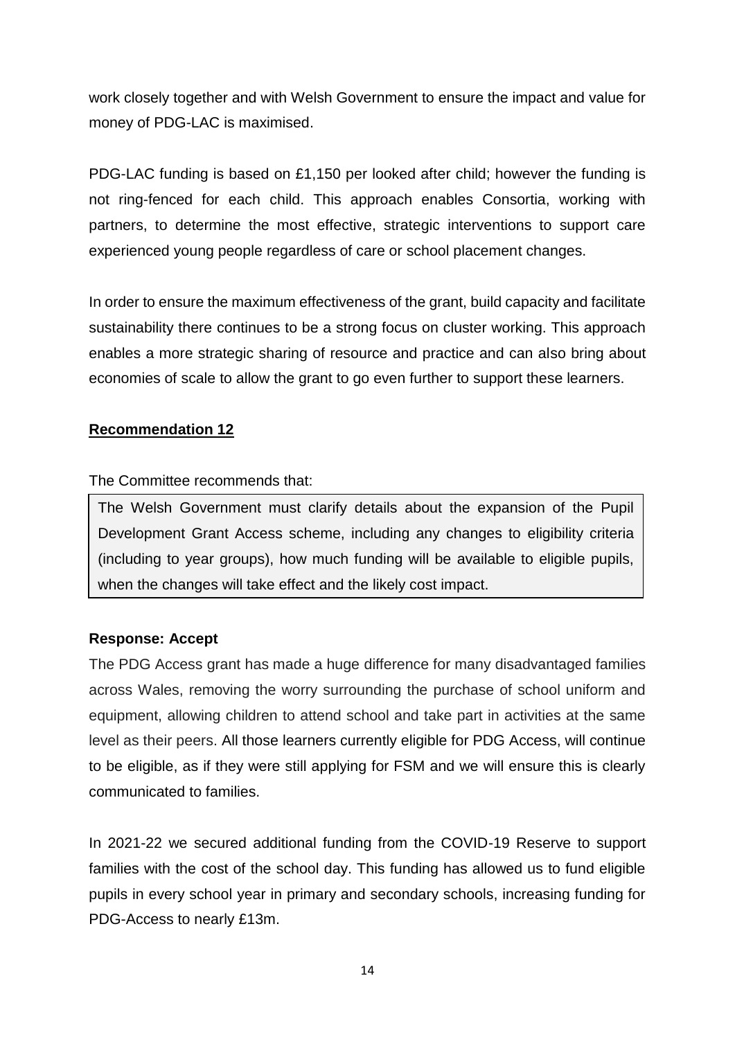work closely together and with Welsh Government to ensure the impact and value for money of PDG-LAC is maximised.

PDG-LAC funding is based on £1,150 per looked after child; however the funding is not ring-fenced for each child. This approach enables Consortia, working with partners, to determine the most effective, strategic interventions to support care experienced young people regardless of care or school placement changes.

In order to ensure the maximum effectiveness of the grant, build capacity and facilitate sustainability there continues to be a strong focus on cluster working. This approach enables a more strategic sharing of resource and practice and can also bring about economies of scale to allow the grant to go even further to support these learners.

**Recommendation 12**

The Committee recommends that:

The Welsh Government must clarify details about the expansion of the Pupil Development Grant Access scheme, including any changes to eligibility criteria (including to year groups), how much funding will be available to eligible pupils, when the changes will take effect and the likely cost impact.

**Response: Accept**

The PDG Access grant has made a huge difference for many disadvantaged families across Wales, removing the worry surrounding the purchase of school uniform and equipment, allowing children to attend school and take part in activities at the same level as their peers. All those learners currently eligible for PDG Access, will continue to be eligible, as if they were still applying for FSM and we will ensure this is clearly communicated to families.

In 2021-22 we secured additional funding from the COVID-19 Reserve to support families with the cost of the school day. This funding has allowed us to fund eligible pupils in every school year in primary and secondary schools, increasing funding for PDG-Access to nearly £13m.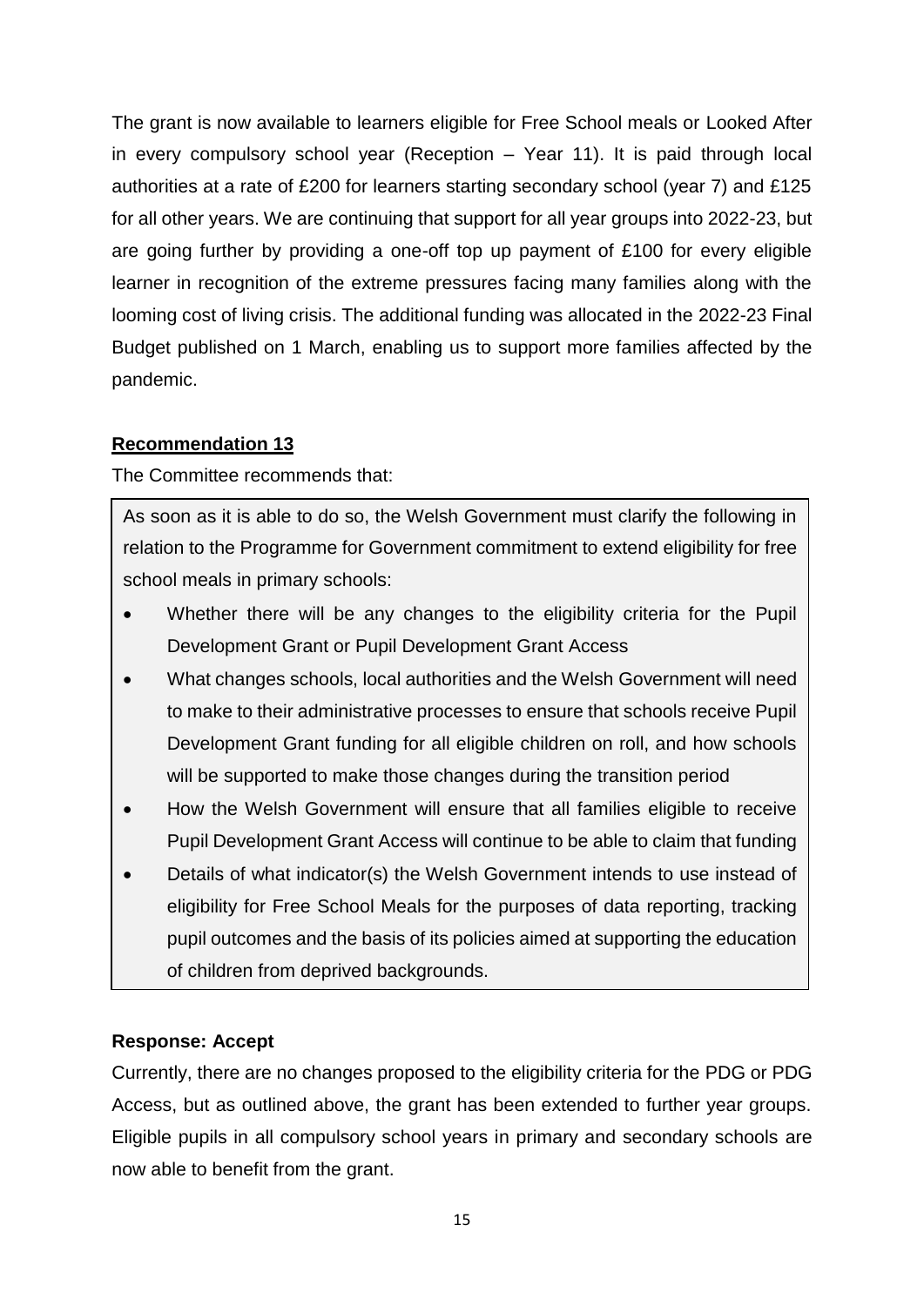The grant is now available to learners eligible for Free School meals or Looked After in every compulsory school year (Reception – Year 11). It is paid through local authorities at a rate of £200 for learners starting secondary school (year 7) and £125 for all other years. We are continuing that support for all year groups into 2022-23, but are going further by providing a one-off top up payment of £100 for every eligible learner in recognition of the extreme pressures facing many families along with the looming cost of living crisis. The additional funding was allocated in the 2022-23 Final Budget published on 1 March, enabling us to support more families affected by the pandemic.

**Recommendation 13**

The Committee recommends that:

As soon as it is able to do so, the Welsh Government must clarify the following in relation to the Programme for Government commitment to extend eligibility for free school meals in primary schools:

- Whether there will be any changes to the eligibility criteria for the Pupil Development Grant or Pupil Development Grant Access
- What changes schools, local authorities and the Welsh Government will need to make to their administrative processes to ensure that schools receive Pupil Development Grant funding for all eligible children on roll, and how schools will be supported to make those changes during the transition period
- How the Welsh Government will ensure that all families eligible to receive Pupil Development Grant Access will continue to be able to claim that funding
- Details of what indicator(s) the Welsh Government intends to use instead of eligibility for Free School Meals for the purposes of data reporting, tracking pupil outcomes and the basis of its policies aimed at supporting the education of children from deprived backgrounds.

**Response: Accept**

Currently, there are no changes proposed to the eligibility criteria for the PDG or PDG Access, but as outlined above, the grant has been extended to further year groups. Eligible pupils in all compulsory school years in primary and secondary schools are now able to benefit from the grant.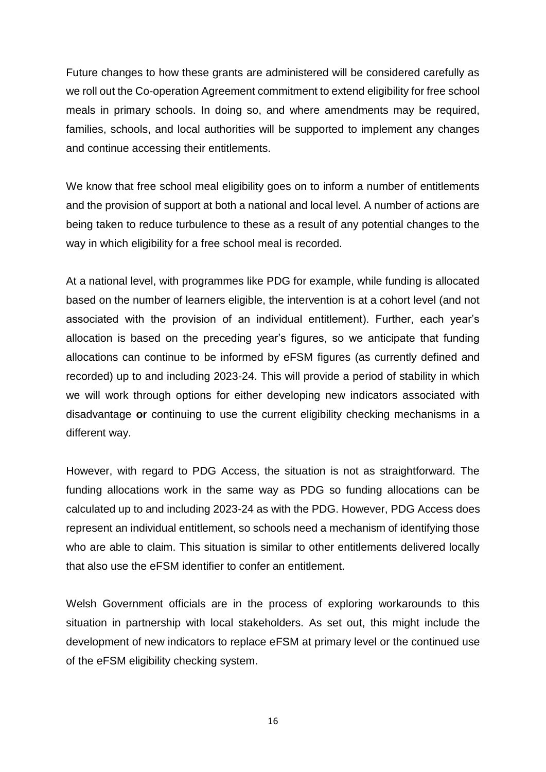Future changes to how these grants are administered will be considered carefully as we roll out the Co-operation Agreement commitment to extend eligibility for free school meals in primary schools. In doing so, and where amendments may be required, families, schools, and local authorities will be supported to implement any changes and continue accessing their entitlements.

We know that free school meal eligibility goes on to inform a number of entitlements and the provision of support at both a national and local level. A number of actions are being taken to reduce turbulence to these as a result of any potential changes to the way in which eligibility for a free school meal is recorded.

At a national level, with programmes like PDG for example, while funding is allocated based on the number of learners eligible, the intervention is at a cohort level (and not associated with the provision of an individual entitlement). Further, each year's allocation is based on the preceding year's figures, so we anticipate that funding allocations can continue to be informed by eFSM figures (as currently defined and recorded) up to and including 2023-24. This will provide a period of stability in which we will work through options for either developing new indicators associated with disadvantage **or** continuing to use the current eligibility checking mechanisms in a different way.

However, with regard to PDG Access, the situation is not as straightforward. The funding allocations work in the same way as PDG so funding allocations can be calculated up to and including 2023-24 as with the PDG. However, PDG Access does represent an individual entitlement, so schools need a mechanism of identifying those who are able to claim. This situation is similar to other entitlements delivered locally that also use the eFSM identifier to confer an entitlement.

Welsh Government officials are in the process of exploring workarounds to this situation in partnership with local stakeholders. As set out, this might include the development of new indicators to replace eFSM at primary level or the continued use of the eFSM eligibility checking system.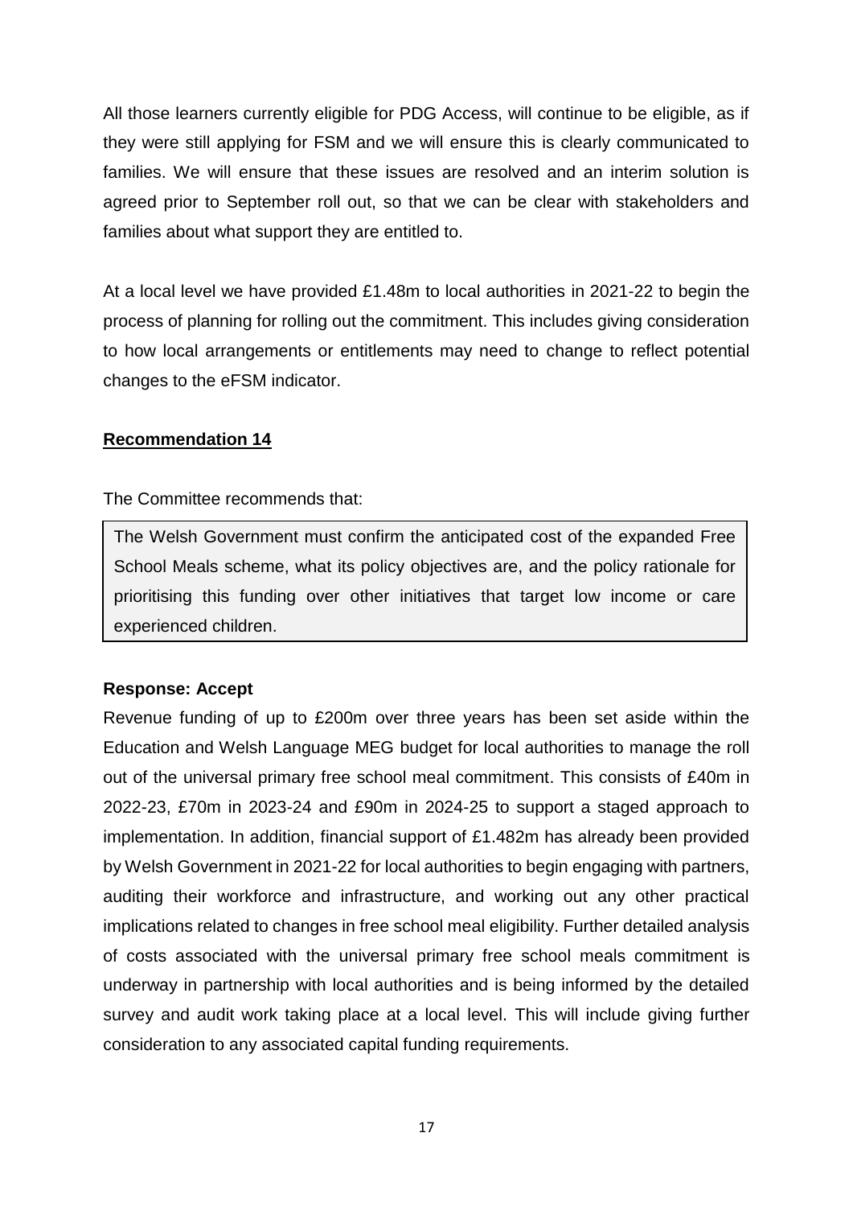All those learners currently eligible for PDG Access, will continue to be eligible, as if they were still applying for FSM and we will ensure this is clearly communicated to families. We will ensure that these issues are resolved and an interim solution is agreed prior to September roll out, so that we can be clear with stakeholders and families about what support they are entitled to.

At a local level we have provided £1.48m to local authorities in 2021-22 to begin the process of planning for rolling out the commitment. This includes giving consideration to how local arrangements or entitlements may need to change to reflect potential changes to the eFSM indicator.

**Recommendation 14**

The Committee recommends that:

> The Welsh Government must confirm the anticipated cost of the expanded Free School Meals scheme, what its policy objectives are, and the policy rationale for prioritising this funding over other initiatives that target low income or care experienced children.

**Response: Accept**

Revenue funding of up to £200m over three years has been set aside within the Education and Welsh Language MEG budget for local authorities to manage the roll out of the universal primary free school meal commitment. This consists of £40m in 2022-23, £70m in 2023-24 and £90m in 2024-25 to support a staged approach to implementation. In addition, financial support of £1.482m has already been provided by Welsh Government in 2021-22 for local authorities to begin engaging with partners, auditing their workforce and infrastructure, and working out any other practical implications related to changes in free school meal eligibility. Further detailed analysis of costs associated with the universal primary free school meals commitment is underway in partnership with local authorities and is being informed by the detailed survey and audit work taking place at a local level. This will include giving further consideration to any associated capital funding requirements.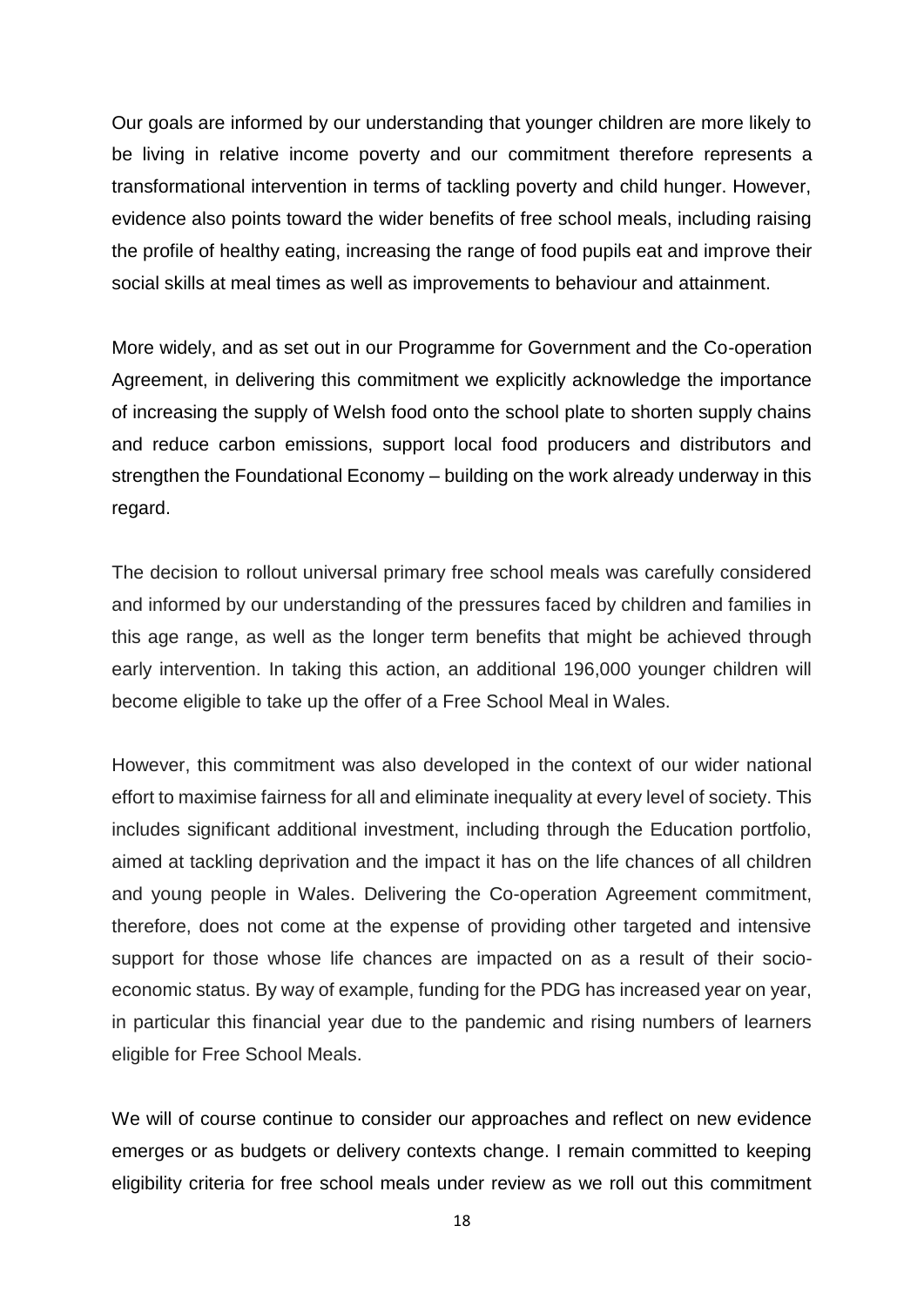Our goals are informed by our understanding that younger children are more likely to be living in relative income poverty and our commitment therefore represents a transformational intervention in terms of tackling poverty and child hunger. However, evidence also points toward the wider benefits of free school meals, including raising the profile of healthy eating, increasing the range of food pupils eat and improve their social skills at meal times as well as improvements to behaviour and attainment.

More widely, and as set out in our Programme for Government and the Co-operation Agreement, in delivering this commitment we explicitly acknowledge the importance of increasing the supply of Welsh food onto the school plate to shorten supply chains and reduce carbon emissions, support local food producers and distributors and strengthen the Foundational Economy – building on the work already underway in this regard.

The decision to rollout universal primary free school meals was carefully considered and informed by our understanding of the pressures faced by children and families in this age range, as well as the longer term benefits that might be achieved through early intervention. In taking this action, an additional 196,000 younger children will become eligible to take up the offer of a Free School Meal in Wales.

However, this commitment was also developed in the context of our wider national effort to maximise fairness for all and eliminate inequality at every level of society. This includes significant additional investment, including through the Education portfolio, aimed at tackling deprivation and the impact it has on the life chances of all children and young people in Wales. Delivering the Co-operation Agreement commitment, therefore, does not come at the expense of providing other targeted and intensive support for those whose life chances are impacted on as a result of their socio-economic status. By way of example, funding for the PDG has increased year on year, in particular this financial year due to the pandemic and rising numbers of learners eligible for Free School Meals.

We will of course continue to consider our approaches and reflect on new evidence emerges or as budgets or delivery contexts change. I remain committed to keeping eligibility criteria for free school meals under review as we roll out this commitment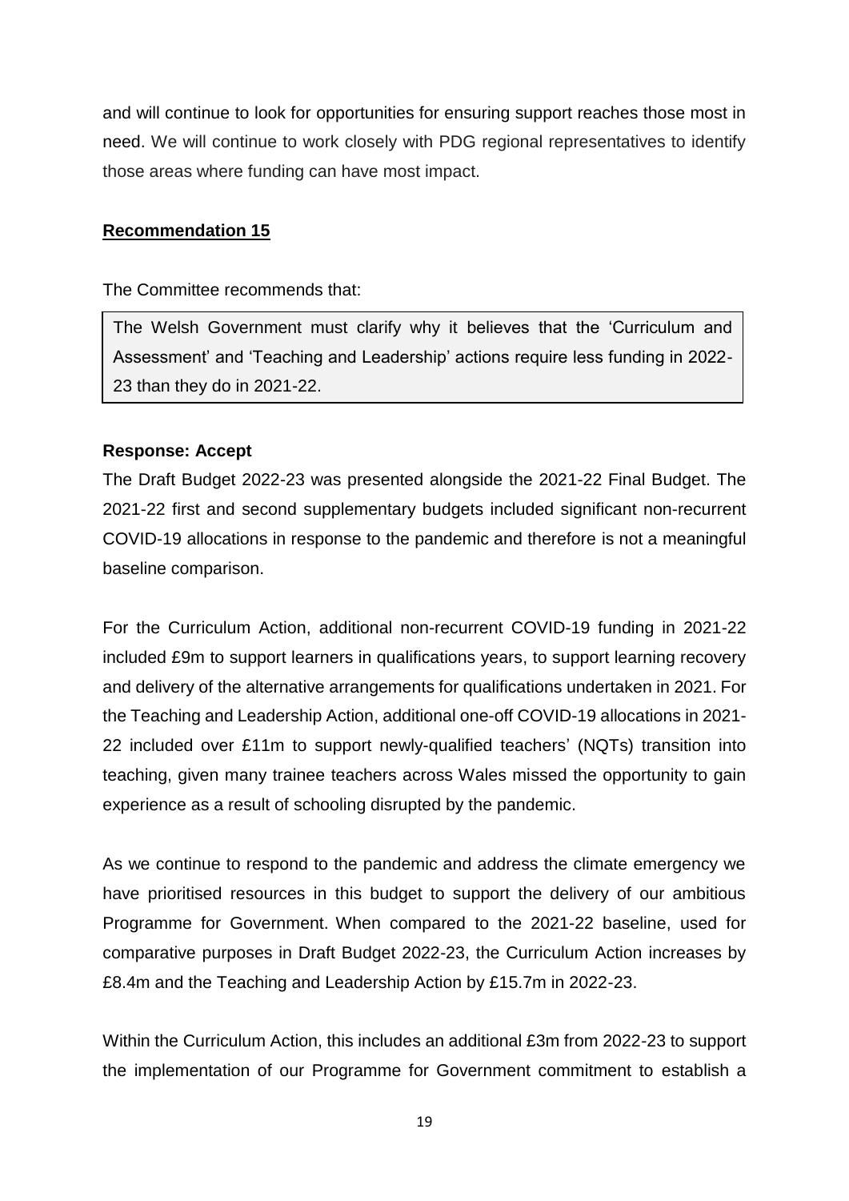and will continue to look for opportunities for ensuring support reaches those most in need. We will continue to work closely with PDG regional representatives to identify those areas where funding can have most impact.

**Recommendation 15**

The Committee recommends that:

The Welsh Government must clarify why it believes that the 'Curriculum and Assessment' and 'Teaching and Leadership' actions require less funding in 2022-23 than they do in 2021-22.

**Response: Accept**

The Draft Budget 2022-23 was presented alongside the 2021-22 Final Budget. The 2021-22 first and second supplementary budgets included significant non-recurrent COVID-19 allocations in response to the pandemic and therefore is not a meaningful baseline comparison.

For the Curriculum Action, additional non-recurrent COVID-19 funding in 2021-22 included £9m to support learners in qualifications years, to support learning recovery and delivery of the alternative arrangements for qualifications undertaken in 2021. For the Teaching and Leadership Action, additional one-off COVID-19 allocations in 2021-22 included over £11m to support newly-qualified teachers' (NQTs) transition into teaching, given many trainee teachers across Wales missed the opportunity to gain experience as a result of schooling disrupted by the pandemic.

As we continue to respond to the pandemic and address the climate emergency we have prioritised resources in this budget to support the delivery of our ambitious Programme for Government. When compared to the 2021-22 baseline, used for comparative purposes in Draft Budget 2022-23, the Curriculum Action increases by £8.4m and the Teaching and Leadership Action by £15.7m in 2022-23.

Within the Curriculum Action, this includes an additional £3m from 2022-23 to support the implementation of our Programme for Government commitment to establish a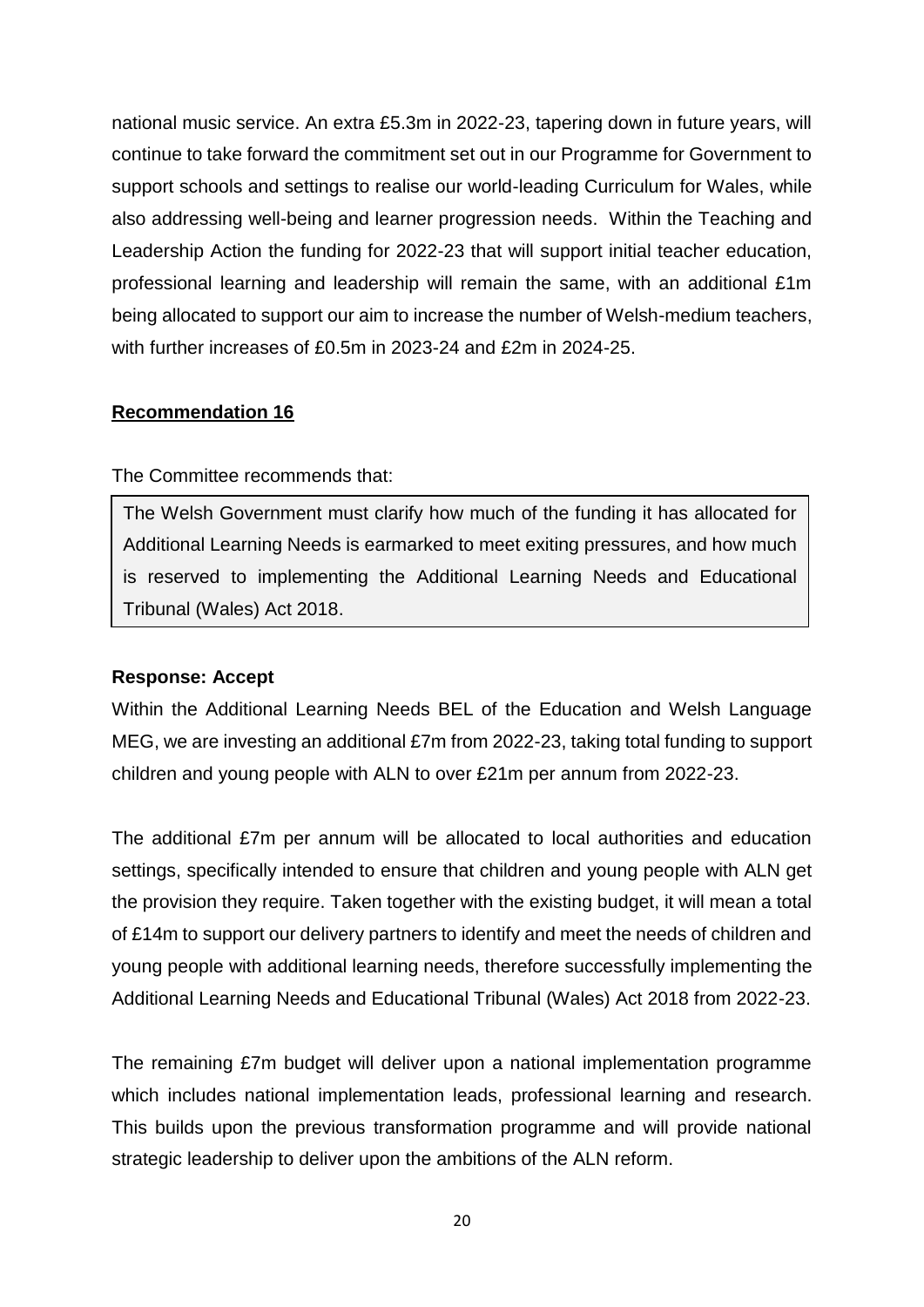national music service. An extra £5.3m in 2022-23, tapering down in future years, will continue to take forward the commitment set out in our Programme for Government to support schools and settings to realise our world-leading Curriculum for Wales, while also addressing well-being and learner progression needs. Within the Teaching and Leadership Action the funding for 2022-23 that will support initial teacher education, professional learning and leadership will remain the same, with an additional £1m being allocated to support our aim to increase the number of Welsh-medium teachers, with further increases of £0.5m in 2023-24 and £2m in 2024-25.

**Recommendation 16**

The Committee recommends that:

> The Welsh Government must clarify how much of the funding it has allocated for Additional Learning Needs is earmarked to meet exiting pressures, and how much is reserved to implementing the Additional Learning Needs and Educational Tribunal (Wales) Act 2018.

**Response: Accept**

Within the Additional Learning Needs BEL of the Education and Welsh Language MEG, we are investing an additional £7m from 2022-23, taking total funding to support children and young people with ALN to over £21m per annum from 2022-23.

The additional £7m per annum will be allocated to local authorities and education settings, specifically intended to ensure that children and young people with ALN get the provision they require. Taken together with the existing budget, it will mean a total of £14m to support our delivery partners to identify and meet the needs of children and young people with additional learning needs, therefore successfully implementing the Additional Learning Needs and Educational Tribunal (Wales) Act 2018 from 2022-23.

The remaining £7m budget will deliver upon a national implementation programme which includes national implementation leads, professional learning and research. This builds upon the previous transformation programme and will provide national strategic leadership to deliver upon the ambitions of the ALN reform.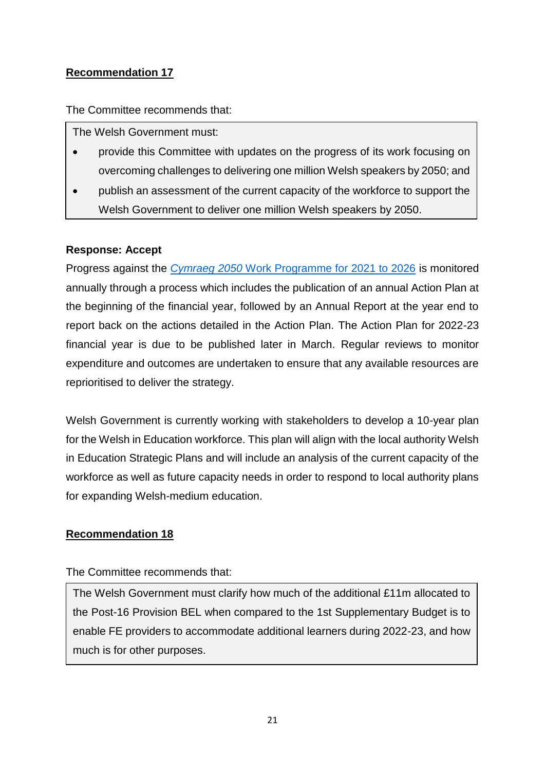**Recommendation 17**

The Committee recommends that:

> The Welsh Government must:
>
> - provide this Committee with updates on the progress of its work focusing on overcoming challenges to delivering one million Welsh speakers by 2050; and
> - publish an assessment of the current capacity of the workforce to support the Welsh Government to deliver one million Welsh speakers by 2050.

**Response: Accept**

Progress against the *Cymraeg 2050* Work Programme for 2021 to 2026 is monitored annually through a process which includes the publication of an annual Action Plan at the beginning of the financial year, followed by an Annual Report at the year end to report back on the actions detailed in the Action Plan. The Action Plan for 2022-23 financial year is due to be published later in March. Regular reviews to monitor expenditure and outcomes are undertaken to ensure that any available resources are reprioritised to deliver the strategy.

Welsh Government is currently working with stakeholders to develop a 10-year plan for the Welsh in Education workforce. This plan will align with the local authority Welsh in Education Strategic Plans and will include an analysis of the current capacity of the workforce as well as future capacity needs in order to respond to local authority plans for expanding Welsh-medium education.

**Recommendation 18**

The Committee recommends that:

> The Welsh Government must clarify how much of the additional £11m allocated to the Post-16 Provision BEL when compared to the 1st Supplementary Budget is to enable FE providers to accommodate additional learners during 2022-23, and how much is for other purposes.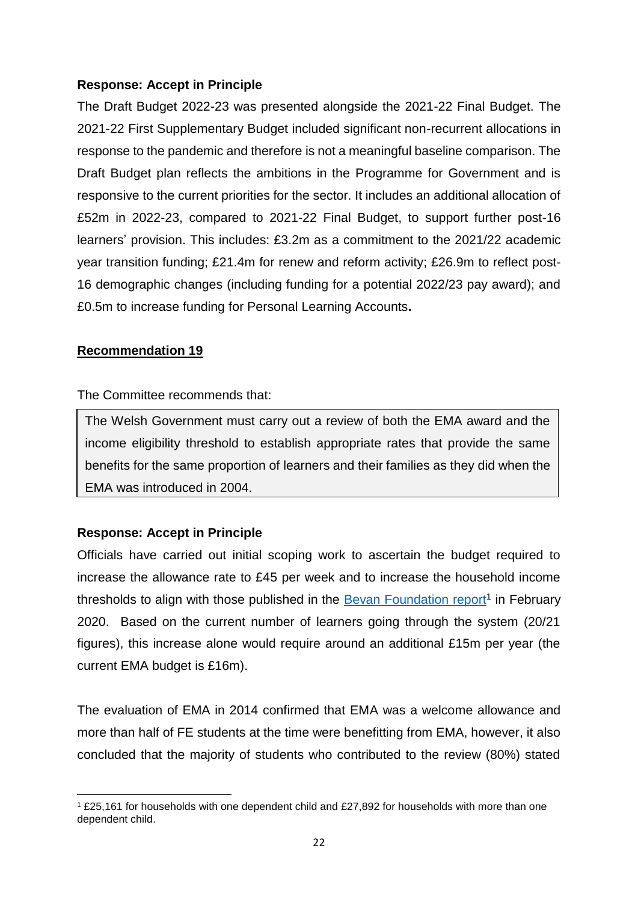**Response: Accept in Principle**

The Draft Budget 2022-23 was presented alongside the 2021-22 Final Budget. The 2021-22 First Supplementary Budget included significant non-recurrent allocations in response to the pandemic and therefore is not a meaningful baseline comparison. The Draft Budget plan reflects the ambitions in the Programme for Government and is responsive to the current priorities for the sector. It includes an additional allocation of £52m in 2022-23, compared to 2021-22 Final Budget, to support further post-16 learners' provision. This includes: £3.2m as a commitment to the 2021/22 academic year transition funding; £21.4m for renew and reform activity; £26.9m to reflect post-16 demographic changes (including funding for a potential 2022/23 pay award); and £0.5m to increase funding for Personal Learning Accounts**.**

**Recommendation 19**

The Committee recommends that:

> The Welsh Government must carry out a review of both the EMA award and the income eligibility threshold to establish appropriate rates that provide the same benefits for the same proportion of learners and their families as they did when the EMA was introduced in 2004.

**Response: Accept in Principle**

Officials have carried out initial scoping work to ascertain the budget required to increase the allowance rate to £45 per week and to increase the household income thresholds to align with those published in the Bevan Foundation report[1] in February 2020. Based on the current number of learners going through the system (20/21 figures), this increase alone would require around an additional £15m per year (the current EMA budget is £16m).

The evaluation of EMA in 2014 confirmed that EMA was a welcome allowance and more than half of FE students at the time were benefitting from EMA, however, it also concluded that the majority of students who contributed to the review (80%) stated

---

[1] £25,161 for households with one dependent child and £27,892 for households with more than one dependent child.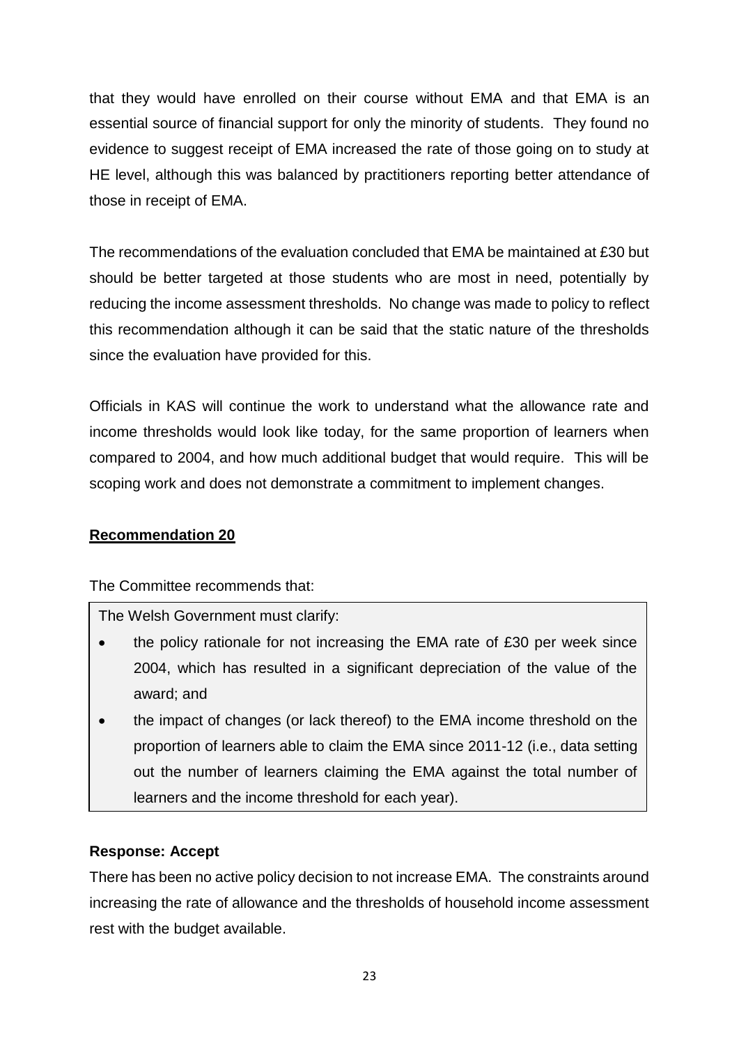that they would have enrolled on their course without EMA and that EMA is an essential source of financial support for only the minority of students. They found no evidence to suggest receipt of EMA increased the rate of those going on to study at HE level, although this was balanced by practitioners reporting better attendance of those in receipt of EMA.

The recommendations of the evaluation concluded that EMA be maintained at £30 but should be better targeted at those students who are most in need, potentially by reducing the income assessment thresholds. No change was made to policy to reflect this recommendation although it can be said that the static nature of the thresholds since the evaluation have provided for this.

Officials in KAS will continue the work to understand what the allowance rate and income thresholds would look like today, for the same proportion of learners when compared to 2004, and how much additional budget that would require. This will be scoping work and does not demonstrate a commitment to implement changes.

## Recommendation 20

The Committee recommends that:

> The Welsh Government must clarify:
>
> - the policy rationale for not increasing the EMA rate of £30 per week since 2004, which has resulted in a significant depreciation of the value of the award; and
> - the impact of changes (or lack thereof) to the EMA income threshold on the proportion of learners able to claim the EMA since 2011-12 (i.e., data setting out the number of learners claiming the EMA against the total number of learners and the income threshold for each year).

### Response: Accept

There has been no active policy decision to not increase EMA. The constraints around increasing the rate of allowance and the thresholds of household income assessment rest with the budget available.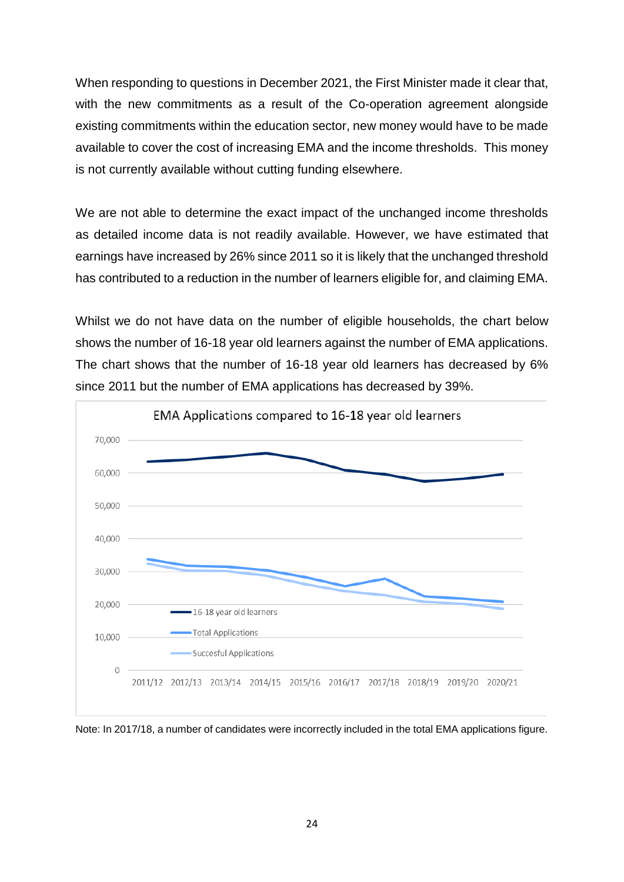When responding to questions in December 2021, the First Minister made it clear that, with the new commitments as a result of the Co-operation agreement alongside existing commitments within the education sector, new money would have to be made available to cover the cost of increasing EMA and the income thresholds. This money is not currently available without cutting funding elsewhere.

We are not able to determine the exact impact of the unchanged income thresholds as detailed income data is not readily available. However, we have estimated that earnings have increased by 26% since 2011 so it is likely that the unchanged threshold has contributed to a reduction in the number of learners eligible for, and claiming EMA.

Whilst we do not have data on the number of eligible households, the chart below shows the number of 16-18 year old learners against the number of EMA applications. The chart shows that the number of 16-18 year old learners has decreased by 6% since 2011 but the number of EMA applications has decreased by 39%.

EMA Applications compared to 16-18 year old learners

Note: In 2017/18, a number of candidates were incorrectly included in the total EMA applications figure.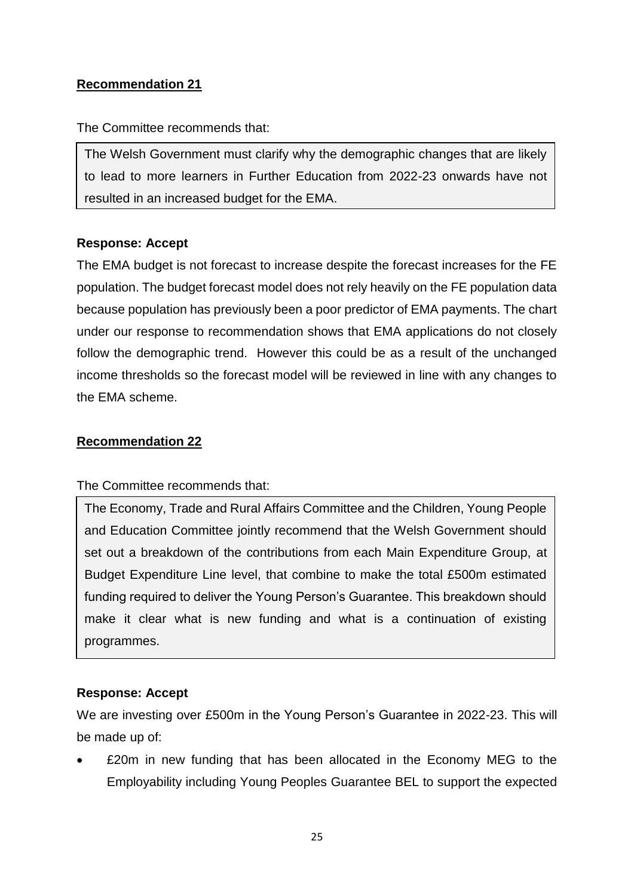**Recommendation 21**

The Committee recommends that:

> The Welsh Government must clarify why the demographic changes that are likely to lead to more learners in Further Education from 2022-23 onwards have not resulted in an increased budget for the EMA.

**Response: Accept**

The EMA budget is not forecast to increase despite the forecast increases for the FE population. The budget forecast model does not rely heavily on the FE population data because population has previously been a poor predictor of EMA payments. The chart under our response to recommendation shows that EMA applications do not closely follow the demographic trend. However this could be as a result of the unchanged income thresholds so the forecast model will be reviewed in line with any changes to the EMA scheme.

**Recommendation 22**

The Committee recommends that:

> The Economy, Trade and Rural Affairs Committee and the Children, Young People and Education Committee jointly recommend that the Welsh Government should set out a breakdown of the contributions from each Main Expenditure Group, at Budget Expenditure Line level, that combine to make the total £500m estimated funding required to deliver the Young Person's Guarantee. This breakdown should make it clear what is new funding and what is a continuation of existing programmes.

**Response: Accept**

We are investing over £500m in the Young Person's Guarantee in 2022-23. This will be made up of:

- £20m in new funding that has been allocated in the Economy MEG to the Employability including Young Peoples Guarantee BEL to support the expected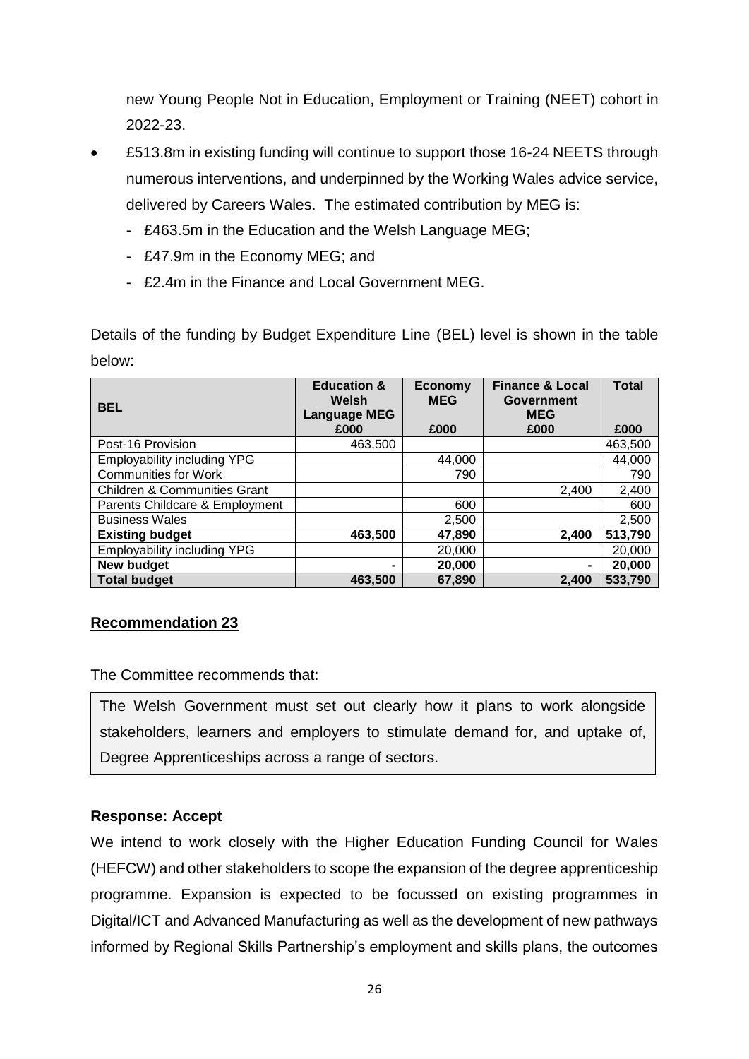new Young People Not in Education, Employment or Training (NEET) cohort in 2022-23.

- £513.8m in existing funding will continue to support those 16-24 NEETS through numerous interventions, and underpinned by the Working Wales advice service, delivered by Careers Wales. The estimated contribution by MEG is:
  - £463.5m in the Education and the Welsh Language MEG;
  - £47.9m in the Economy MEG; and
  - £2.4m in the Finance and Local Government MEG.

Details of the funding by Budget Expenditure Line (BEL) level is shown in the table below:

| BEL | Education & Welsh Language MEG £000 | Economy MEG £000 | Finance & Local Government MEG £000 | Total £000 |
|---|---|---|---|---|
| Post-16 Provision | 463,500 | | | 463,500 |
| Employability including YPG | | 44,000 | | 44,000 |
| Communities for Work | | 790 | | 790 |
| Children & Communities Grant | | | 2,400 | 2,400 |
| Parents Childcare & Employment | | 600 | | 600 |
| Business Wales | | 2,500 | | 2,500 |
| **Existing budget** | **463,500** | **47,890** | **2,400** | **513,790** |
| Employability including YPG | | 20,000 | | 20,000 |
| **New budget** | **-** | **20,000** | **-** | **20,000** |
| **Total budget** | **463,500** | **67,890** | **2,400** | **533,790** |

## Recommendation 23

The Committee recommends that:

The Welsh Government must set out clearly how it plans to work alongside stakeholders, learners and employers to stimulate demand for, and uptake of, Degree Apprenticeships across a range of sectors.

**Response: Accept**

We intend to work closely with the Higher Education Funding Council for Wales (HEFCW) and other stakeholders to scope the expansion of the degree apprenticeship programme. Expansion is expected to be focussed on existing programmes in Digital/ICT and Advanced Manufacturing as well as the development of new pathways informed by Regional Skills Partnership's employment and skills plans, the outcomes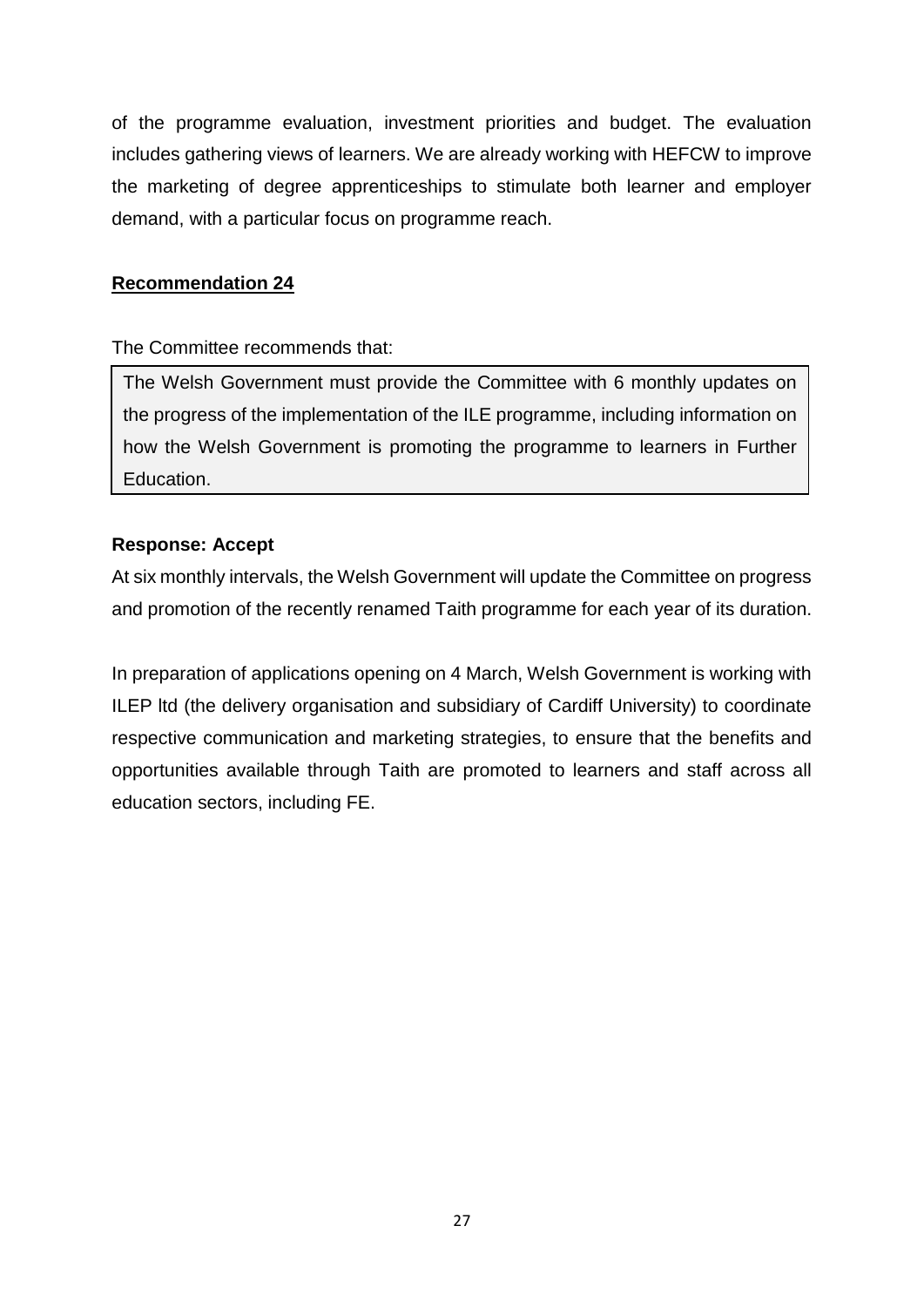of the programme evaluation, investment priorities and budget. The evaluation includes gathering views of learners. We are already working with HEFCW to improve the marketing of degree apprenticeships to stimulate both learner and employer demand, with a particular focus on programme reach.

**Recommendation 24**

The Committee recommends that:

> The Welsh Government must provide the Committee with 6 monthly updates on the progress of the implementation of the ILE programme, including information on how the Welsh Government is promoting the programme to learners in Further Education.

**Response: Accept**

At six monthly intervals, the Welsh Government will update the Committee on progress and promotion of the recently renamed Taith programme for each year of its duration.

In preparation of applications opening on 4 March, Welsh Government is working with ILEP ltd (the delivery organisation and subsidiary of Cardiff University) to coordinate respective communication and marketing strategies, to ensure that the benefits and opportunities available through Taith are promoted to learners and staff across all education sectors, including FE.